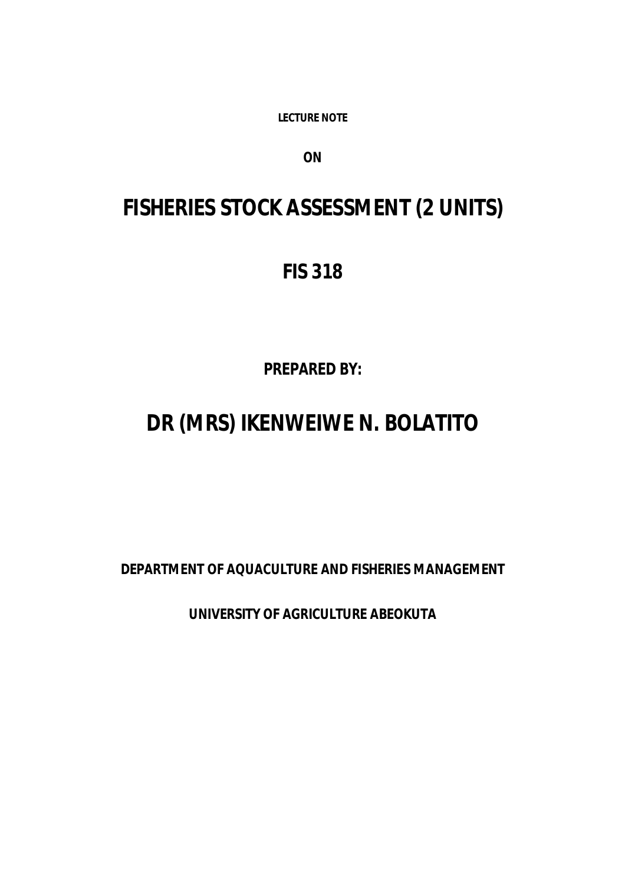**LECTURE NOTE**

**ON**

# FISHERIES STOCK ASSESSMENT (2 UNITS)

## FIS 318

**PREPARED BY:**

## DR (MRS) IKENWEIWE N. BOLATITO

**DEPARTMENT OF AQUACULTURE AND FISHERIES MANAGEMENT**

**UNIVERSITY OF AGRICULTURE ABEOKUTA**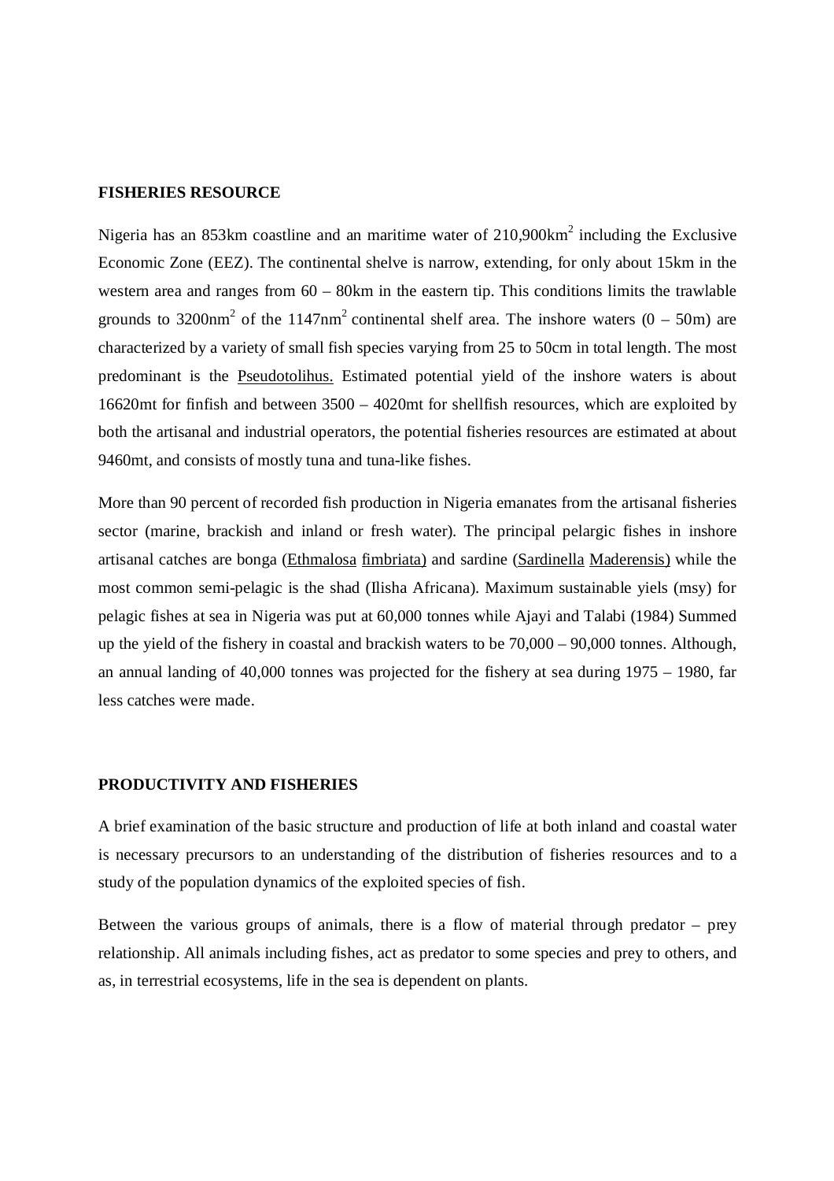**FISHERIES RESOURCE**

Nigeria has an 853km coastline and an maritime water of $210{,}900km^2$ including the Exclusive Economic Zone (EEZ). The continental shelve is narrow, extending, for only about 15km in the western area and ranges from 60 – 80km in the eastern tip. This conditions limits the trawlable grounds to $3200nm^2$ of the $1147nm^2$ continental shelf area. The inshore waters (0 – 50m) are characterized by a variety of small fish species varying from 25 to 50cm in total length. The most predominant is the Pseudotolihus. Estimated potential yield of the inshore waters is about 16620mt for finfish and between 3500 – 4020mt for shellfish resources, which are exploited by both the artisanal and industrial operators, the potential fisheries resources are estimated at about 9460mt, and consists of mostly tuna and tuna-like fishes.

More than 90 percent of recorded fish production in Nigeria emanates from the artisanal fisheries sector (marine, brackish and inland or fresh water). The principal pelargic fishes in inshore artisanal catches are bonga (Ethmalosa fimbriata) and sardine (Sardinella Maderensis) while the most common semi-pelagic is the shad (Ilisha Africana). Maximum sustainable yiels (msy) for pelagic fishes at sea in Nigeria was put at 60,000 tonnes while Ajayi and Talabi (1984) Summed up the yield of the fishery in coastal and brackish waters to be 70,000 – 90,000 tonnes. Although, an annual landing of 40,000 tonnes was projected for the fishery at sea during 1975 – 1980, far less catches were made.

**PRODUCTIVITY AND FISHERIES**

A brief examination of the basic structure and production of life at both inland and coastal water is necessary precursors to an understanding of the distribution of fisheries resources and to a study of the population dynamics of the exploited species of fish.

Between the various groups of animals, there is a flow of material through predator – prey relationship. All animals including fishes, act as predator to some species and prey to others, and as, in terrestrial ecosystems, life in the sea is dependent on plants.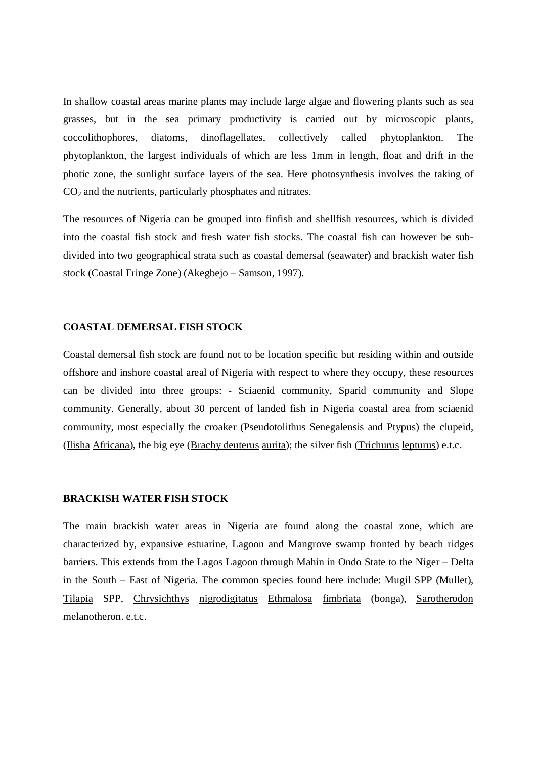In shallow coastal areas marine plants may include large algae and flowering plants such as sea grasses, but in the sea primary productivity is carried out by microscopic plants, coccolithophores, diatoms, dinoflagellates, collectively called phytoplankton. The phytoplankton, the largest individuals of which are less 1mm in length, float and drift in the photic zone, the sunlight surface layers of the sea. Here photosynthesis involves the taking of $CO_2$ and the nutrients, particularly phosphates and nitrates.

The resources of Nigeria can be grouped into finfish and shellfish resources, which is divided into the coastal fish stock and fresh water fish stocks. The coastal fish can however be sub-divided into two geographical strata such as coastal demersal (seawater) and brackish water fish stock (Coastal Fringe Zone) (Akegbejo – Samson, 1997).

**COASTAL DEMERSAL FISH STOCK**

Coastal demersal fish stock are found not to be location specific but residing within and outside offshore and inshore coastal areal of Nigeria with respect to where they occupy, these resources can be divided into three groups: - Sciaenid community, Sparid community and Slope community. Generally, about 30 percent of landed fish in Nigeria coastal area from sciaenid community, most especially the croaker (<u>Pseudotolithus</u> <u>Senegalensis</u> and <u>Ptypus</u>) the clupeid, (<u>Ilisha</u> <u>Africana</u>), the big eye (<u>Brachy deuterus</u> <u>aurita</u>); the silver fish (<u>Trichurus</u> <u>lepturus</u>) e.t.c.

**BRACKISH WATER FISH STOCK**

The main brackish water areas in Nigeria are found along the coastal zone, which are characterized by, expansive estuarine, Lagoon and Mangrove swamp fronted by beach ridges barriers. This extends from the Lagos Lagoon through Mahin in Ondo State to the Niger – Delta in the South – East of Nigeria. The common species found here include: <u>Mugil</u> SPP (<u>Mullet</u>), <u>Tilapia</u> SPP, <u>Chrysichthys</u> <u>nigrodigitatus</u> <u>Ethmalosa</u> <u>fimbriata</u> (bonga), <u>Sarotherodon</u> <u>melanotheron</u>. e.t.c.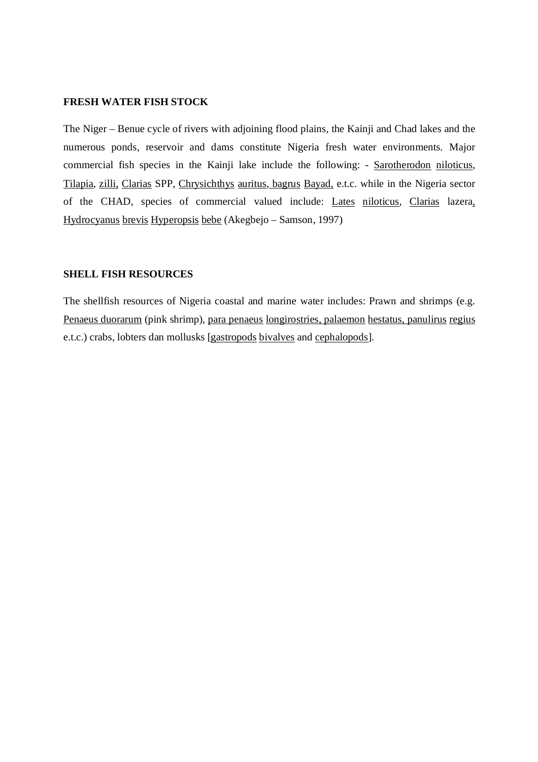**FRESH WATER FISH STOCK**

The Niger – Benue cycle of rivers with adjoining flood plains, the Kainji and Chad lakes and the numerous ponds, reservoir and dams constitute Nigeria fresh water environments. Major commercial fish species in the Kainji lake include the following: - Sarotherodon niloticus, Tilapia, zilli, Clarias SPP, Chrysichthys auritus, bagrus Bayad, e.t.c. while in the Nigeria sector of the CHAD, species of commercial valued include: Lates niloticus, Clarias lazera, Hydrocyanus brevis Hyperopsis bebe (Akegbejo – Samson, 1997)

**SHELL FISH RESOURCES**

The shellfish resources of Nigeria coastal and marine water includes: Prawn and shrimps (e.g. Penaeus duorarum (pink shrimp), para penaeus longirostries, palaemon hestatus, panulirus regius e.t.c.) crabs, lobters dan mollusks [gastropods bivalves and cephalopods].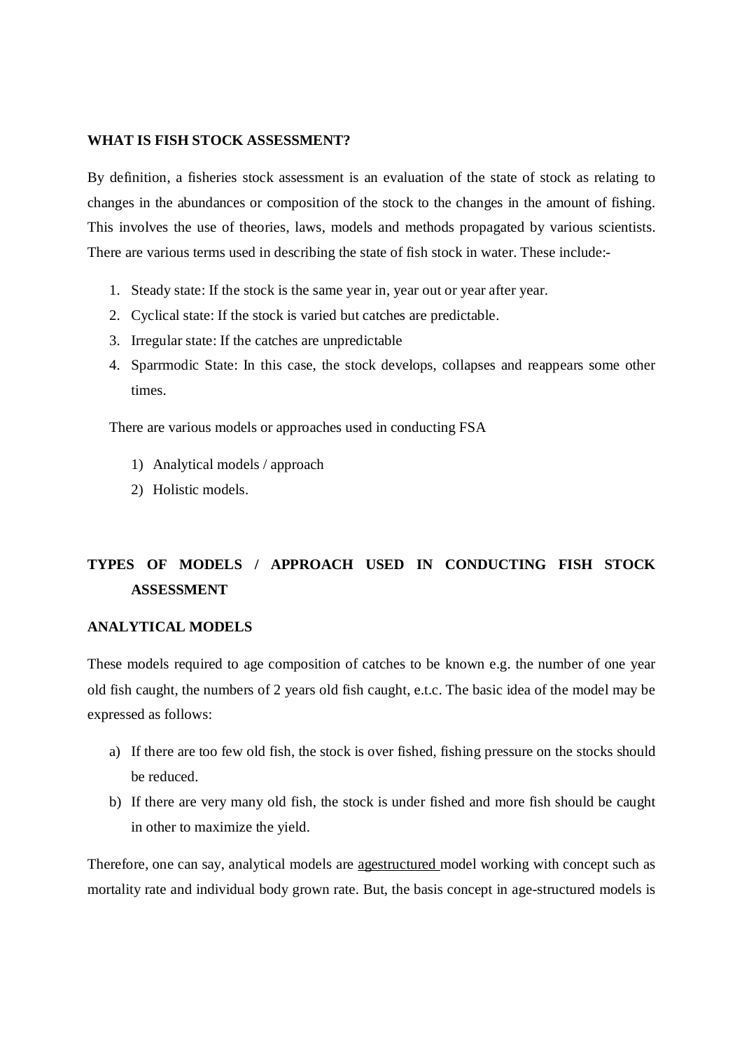**WHAT IS FISH STOCK ASSESSMENT?**

By definition, a fisheries stock assessment is an evaluation of the state of stock as relating to changes in the abundances or composition of the stock to the changes in the amount of fishing. This involves the use of theories, laws, models and methods propagated by various scientists. There are various terms used in describing the state of fish stock in water. These include:-

1. Steady state: If the stock is the same year in, year out or year after year.
2. Cyclical state: If the stock is varied but catches are predictable.
3. Irregular state: If the catches are unpredictable
4. Sparrmodic State: In this case, the stock develops, collapses and reappears some other times.

There are various models or approaches used in conducting FSA

1) Analytical models / approach
2) Holistic models.

**TYPES OF MODELS / APPROACH USED IN CONDUCTING FISH STOCK ASSESSMENT**

**ANALYTICAL MODELS**

These models required to age composition of catches to be known e.g. the number of one year old fish caught, the numbers of 2 years old fish caught, e.t.c. The basic idea of the model may be expressed as follows:

a) If there are too few old fish, the stock is over fished, fishing pressure on the stocks should be reduced.
b) If there are very many old fish, the stock is under fished and more fish should be caught in other to maximize the yield.

Therefore, one can say, analytical models are agestructured model working with concept such as mortality rate and individual body grown rate. But, the basis concept in age-structured models is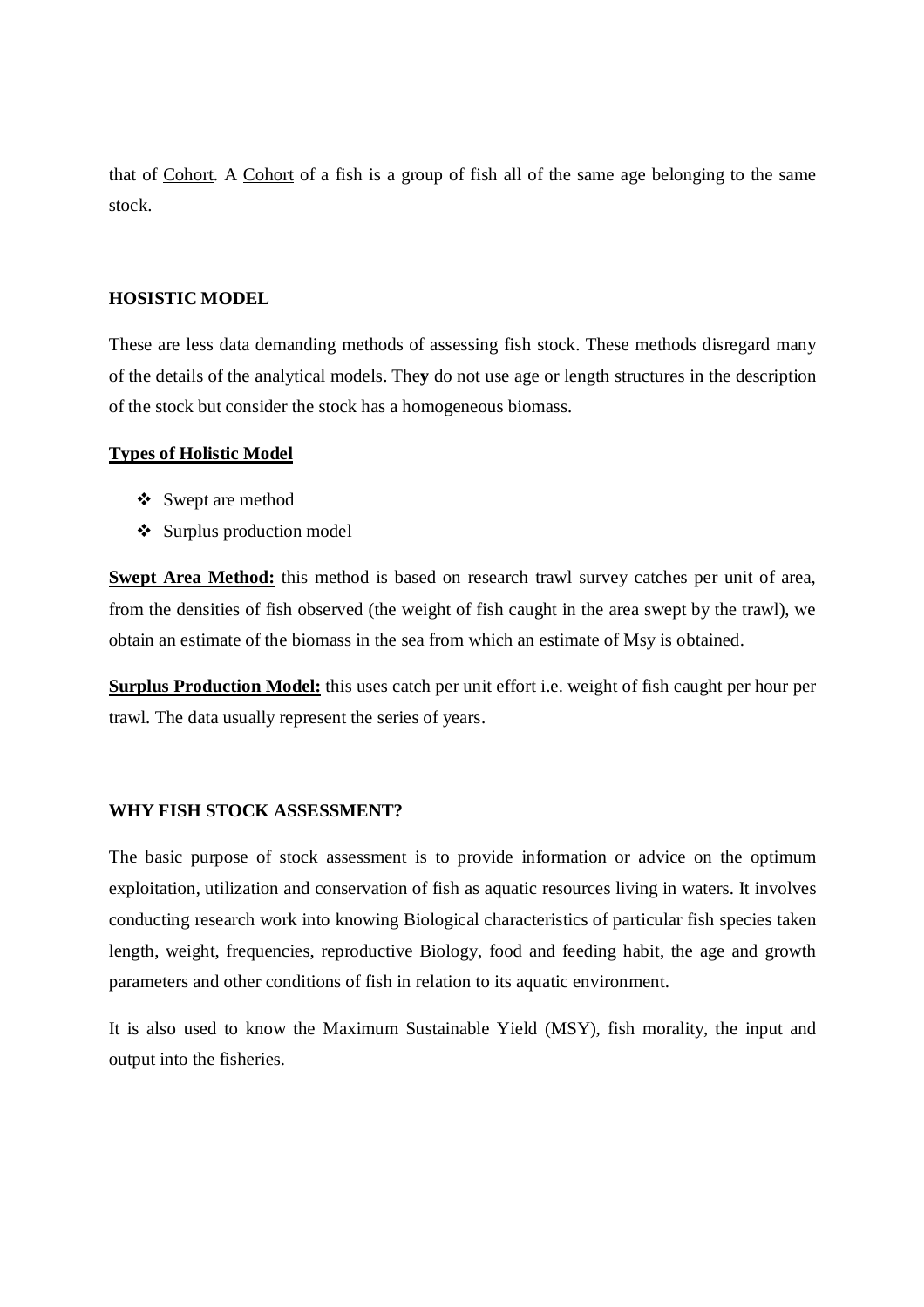that of <u>Cohort</u>. A <u>Cohort</u> of a fish is a group of fish all of the same age belonging to the same stock.

**HOSISTIC MODEL**

These are less data demanding methods of assessing fish stock. These methods disregard many of the details of the analytical models. The**y** do not use age or length structures in the description of the stock but consider the stock has a homogeneous biomass.

**<u>Types of Holistic Model</u>**

- Swept are method
- Surplus production model

**<u>Swept Area Method:</u>** this method is based on research trawl survey catches per unit of area, from the densities of fish observed (the weight of fish caught in the area swept by the trawl), we obtain an estimate of the biomass in the sea from which an estimate of Msy is obtained.

**<u>Surplus Production Model:</u>** this uses catch per unit effort i.e. weight of fish caught per hour per trawl. The data usually represent the series of years.

**WHY FISH STOCK ASSESSMENT?**

The basic purpose of stock assessment is to provide information or advice on the optimum exploitation, utilization and conservation of fish as aquatic resources living in waters. It involves conducting research work into knowing Biological characteristics of particular fish species taken length, weight, frequencies, reproductive Biology, food and feeding habit, the age and growth parameters and other conditions of fish in relation to its aquatic environment.

It is also used to know the Maximum Sustainable Yield (MSY), fish morality, the input and output into the fisheries.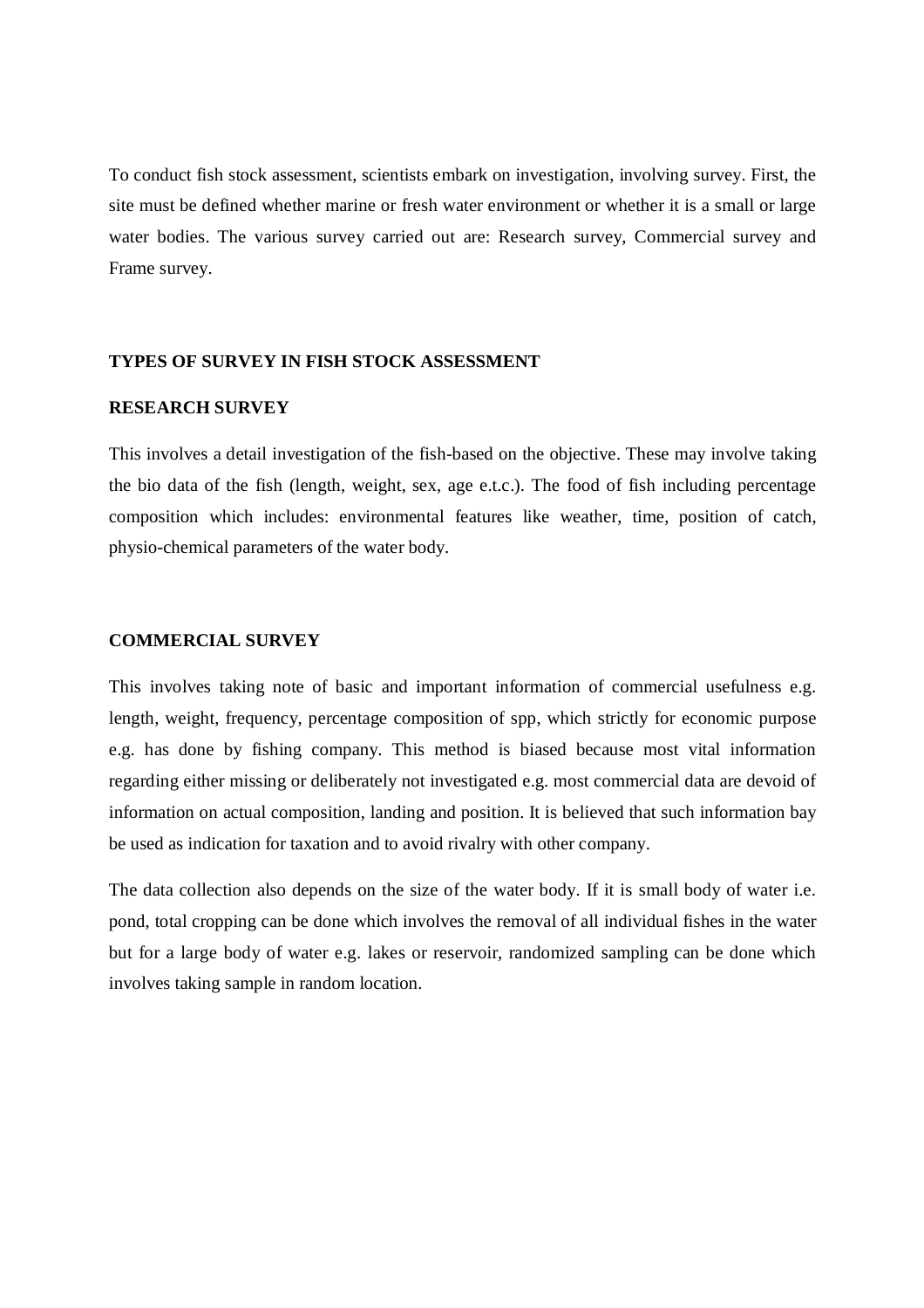To conduct fish stock assessment, scientists embark on investigation, involving survey. First, the site must be defined whether marine or fresh water environment or whether it is a small or large water bodies. The various survey carried out are: Research survey, Commercial survey and Frame survey.

## TYPES OF SURVEY IN FISH STOCK ASSESSMENT

### RESEARCH SURVEY

This involves a detail investigation of the fish-based on the objective. These may involve taking the bio data of the fish (length, weight, sex, age e.t.c.). The food of fish including percentage composition which includes: environmental features like weather, time, position of catch, physio-chemical parameters of the water body.

### COMMERCIAL SURVEY

This involves taking note of basic and important information of commercial usefulness e.g. length, weight, frequency, percentage composition of spp, which strictly for economic purpose e.g. has done by fishing company. This method is biased because most vital information regarding either missing or deliberately not investigated e.g. most commercial data are devoid of information on actual composition, landing and position. It is believed that such information bay be used as indication for taxation and to avoid rivalry with other company.

The data collection also depends on the size of the water body. If it is small body of water i.e. pond, total cropping can be done which involves the removal of all individual fishes in the water but for a large body of water e.g. lakes or reservoir, randomized sampling can be done which involves taking sample in random location.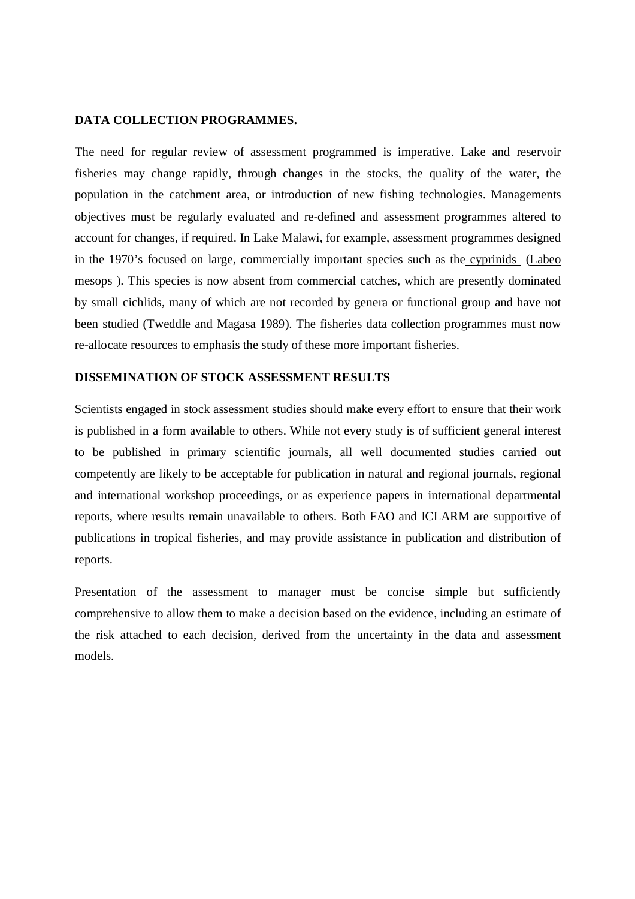**DATA COLLECTION PROGRAMMES.**

The need for regular review of assessment programmed is imperative. Lake and reservoir fisheries may change rapidly, through changes in the stocks, the quality of the water, the population in the catchment area, or introduction of new fishing technologies. Managements objectives must be regularly evaluated and re-defined and assessment programmes altered to account for changes, if required. In Lake Malawi, for example, assessment programmes designed in the 1970's focused on large, commercially important species such as the cyprinids (Labeo mesops ). This species is now absent from commercial catches, which are presently dominated by small cichlids, many of which are not recorded by genera or functional group and have not been studied (Tweddle and Magasa 1989). The fisheries data collection programmes must now re-allocate resources to emphasis the study of these more important fisheries.

**DISSEMINATION OF STOCK ASSESSMENT RESULTS**

Scientists engaged in stock assessment studies should make every effort to ensure that their work is published in a form available to others. While not every study is of sufficient general interest to be published in primary scientific journals, all well documented studies carried out competently are likely to be acceptable for publication in natural and regional journals, regional and international workshop proceedings, or as experience papers in international departmental reports, where results remain unavailable to others. Both FAO and ICLARM are supportive of publications in tropical fisheries, and may provide assistance in publication and distribution of reports.

Presentation of the assessment to manager must be concise simple but sufficiently comprehensive to allow them to make a decision based on the evidence, including an estimate of the risk attached to each decision, derived from the uncertainty in the data and assessment models.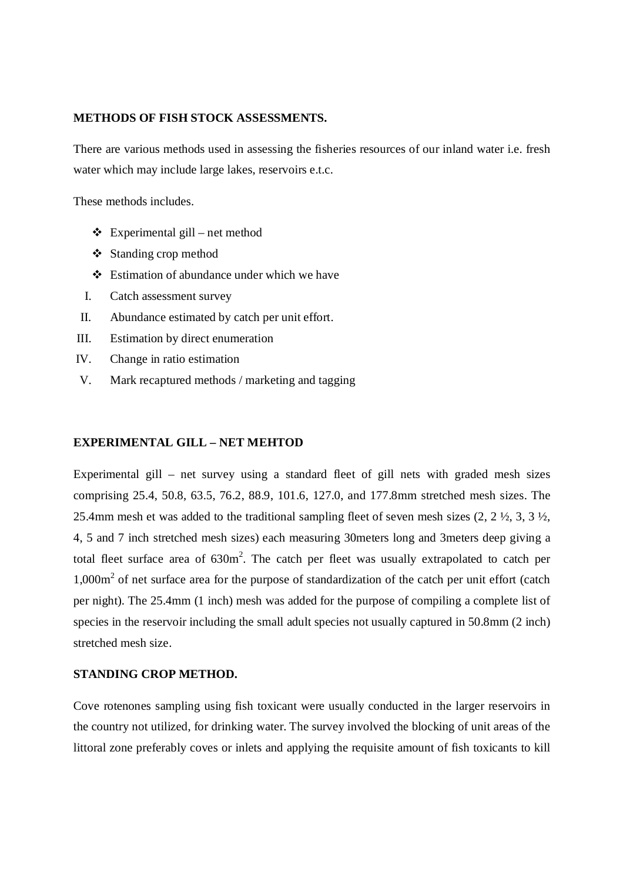**METHODS OF FISH STOCK ASSESSMENTS.**

There are various methods used in assessing the fisheries resources of our inland water i.e. fresh water which may include large lakes, reservoirs e.t.c.

These methods includes.

- Experimental gill – net method
- Standing crop method
- Estimation of abundance under which we have

I. Catch assessment survey
II. Abundance estimated by catch per unit effort.
III. Estimation by direct enumeration
IV. Change in ratio estimation
V. Mark recaptured methods / marketing and tagging

**EXPERIMENTAL GILL – NET MEHTOD**

Experimental gill – net survey using a standard fleet of gill nets with graded mesh sizes comprising 25.4, 50.8, 63.5, 76.2, 88.9, 101.6, 127.0, and 177.8mm stretched mesh sizes. The 25.4mm mesh et was added to the traditional sampling fleet of seven mesh sizes (2, 2 ½, 3, 3 ½, 4, 5 and 7 inch stretched mesh sizes) each measuring 30meters long and 3meters deep giving a total fleet surface area of 630m$^2$. The catch per fleet was usually extrapolated to catch per 1,000m$^2$ of net surface area for the purpose of standardization of the catch per unit effort (catch per night). The 25.4mm (1 inch) mesh was added for the purpose of compiling a complete list of species in the reservoir including the small adult species not usually captured in 50.8mm (2 inch) stretched mesh size.

**STANDING CROP METHOD.**

Cove rotenones sampling using fish toxicant were usually conducted in the larger reservoirs in the country not utilized, for drinking water. The survey involved the blocking of unit areas of the littoral zone preferably coves or inlets and applying the requisite amount of fish toxicants to kill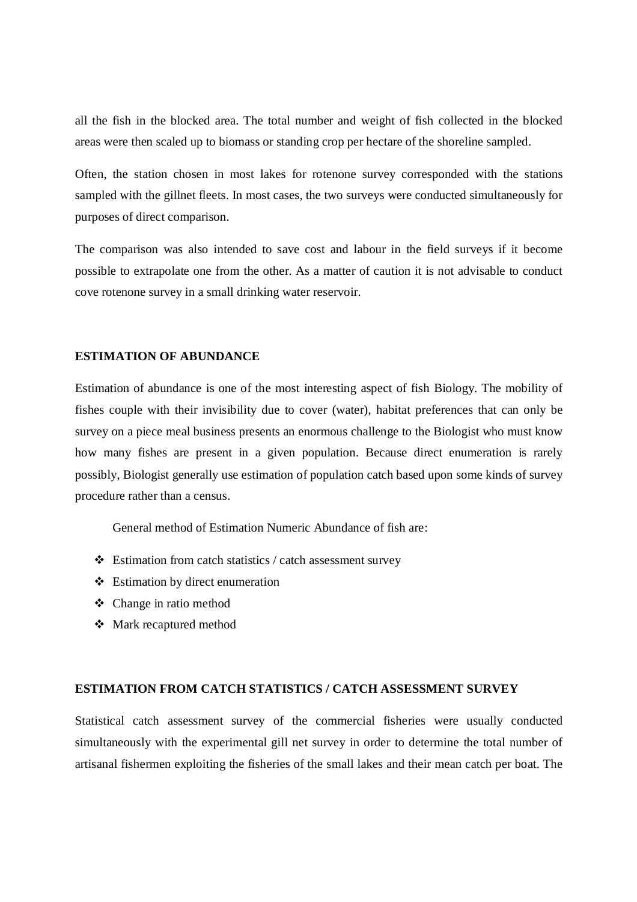all the fish in the blocked area. The total number and weight of fish collected in the blocked areas were then scaled up to biomass or standing crop per hectare of the shoreline sampled.

Often, the station chosen in most lakes for rotenone survey corresponded with the stations sampled with the gillnet fleets. In most cases, the two surveys were conducted simultaneously for purposes of direct comparison.

The comparison was also intended to save cost and labour in the field surveys if it become possible to extrapolate one from the other. As a matter of caution it is not advisable to conduct cove rotenone survey in a small drinking water reservoir.

## ESTIMATION OF ABUNDANCE

Estimation of abundance is one of the most interesting aspect of fish Biology. The mobility of fishes couple with their invisibility due to cover (water), habitat preferences that can only be survey on a piece meal business presents an enormous challenge to the Biologist who must know how many fishes are present in a given population. Because direct enumeration is rarely possibly, Biologist generally use estimation of population catch based upon some kinds of survey procedure rather than a census.

General method of Estimation Numeric Abundance of fish are:

- Estimation from catch statistics / catch assessment survey
- Estimation by direct enumeration
- Change in ratio method
- Mark recaptured method

## ESTIMATION FROM CATCH STATISTICS / CATCH ASSESSMENT SURVEY

Statistical catch assessment survey of the commercial fisheries were usually conducted simultaneously with the experimental gill net survey in order to determine the total number of artisanal fishermen exploiting the fisheries of the small lakes and their mean catch per boat. The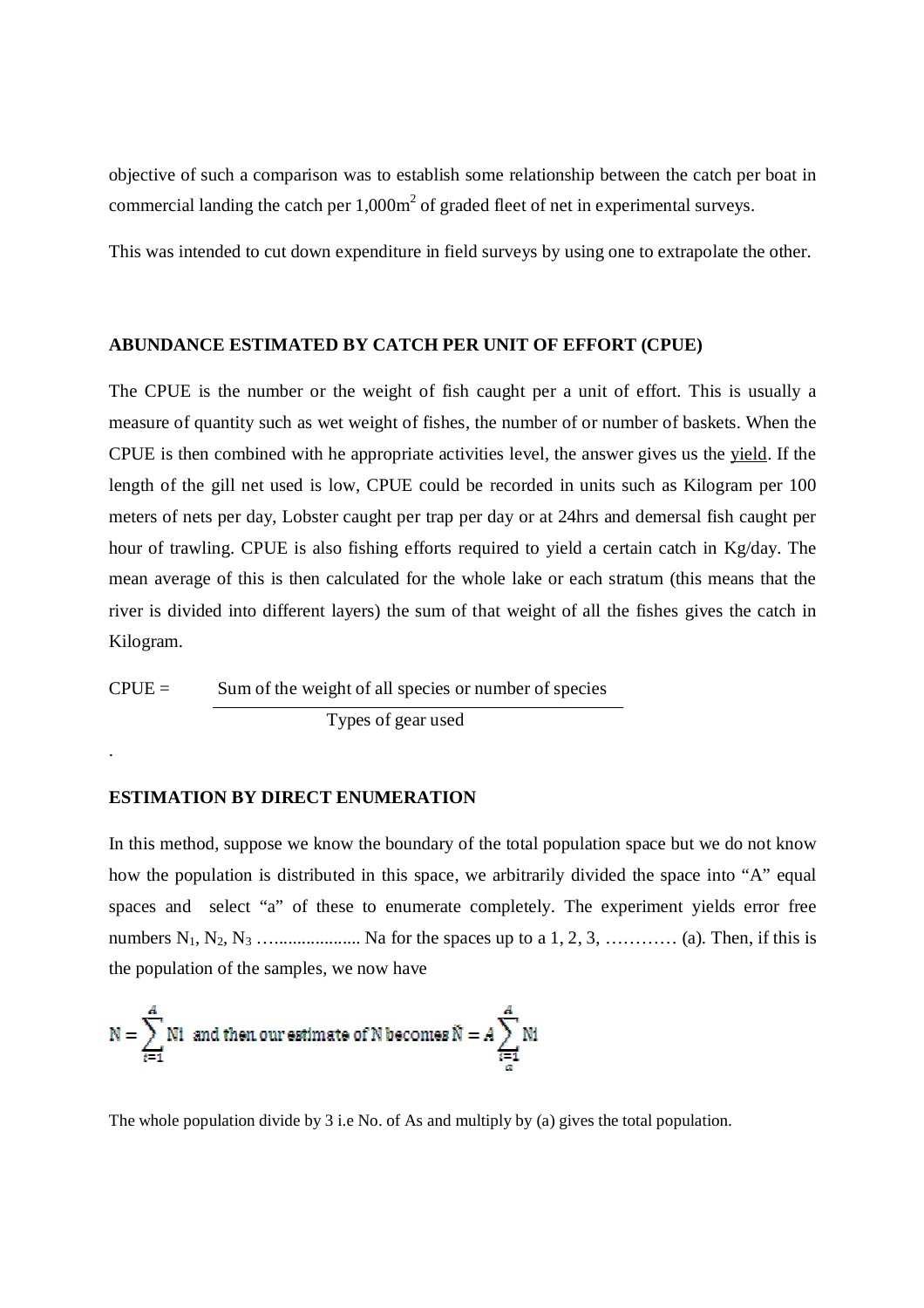objective of such a comparison was to establish some relationship between the catch per boat in commercial landing the catch per $1,000\text{m}^2$ of graded fleet of net in experimental surveys.

This was intended to cut down expenditure in field surveys by using one to extrapolate the other.

## ABUNDANCE ESTIMATED BY CATCH PER UNIT OF EFFORT (CPUE)

The CPUE is the number or the weight of fish caught per a unit of effort. This is usually a measure of quantity such as wet weight of fishes, the number of or number of baskets. When the CPUE is then combined with he appropriate activities level, the answer gives us the yield. If the length of the gill net used is low, CPUE could be recorded in units such as Kilogram per 100 meters of nets per day, Lobster caught per trap per day or at 24hrs and demersal fish caught per hour of trawling. CPUE is also fishing efforts required to yield a certain catch in Kg/day. The mean average of this is then calculated for the whole lake or each stratum (this means that the river is divided into different layers) the sum of that weight of all the fishes gives the catch in Kilogram.

$$\text{CPUE} = \frac{\text{Sum of the weight of all species or number of species}}{\text{Types of gear used}}$$

.

## ESTIMATION BY DIRECT ENUMERATION

In this method, suppose we know the boundary of the total population space but we do not know how the population is distributed in this space, we arbitrarily divided the space into "A" equal spaces and select "a" of these to enumerate completely. The experiment yields error free numbers $N_1$, $N_2$, $N_3$ …................... Na for the spaces up to a 1, 2, 3, ………… (a). Then, if this is the population of the samples, we now have

$$N = \sum_{i=1}^{A} Ni \text{ and then our estimate of N becomes } \hat{N} = A \sum_{\substack{i=1 \\ a}}^{A} Ni$$

The whole population divide by 3 i.e No. of As and multiply by (a) gives the total population.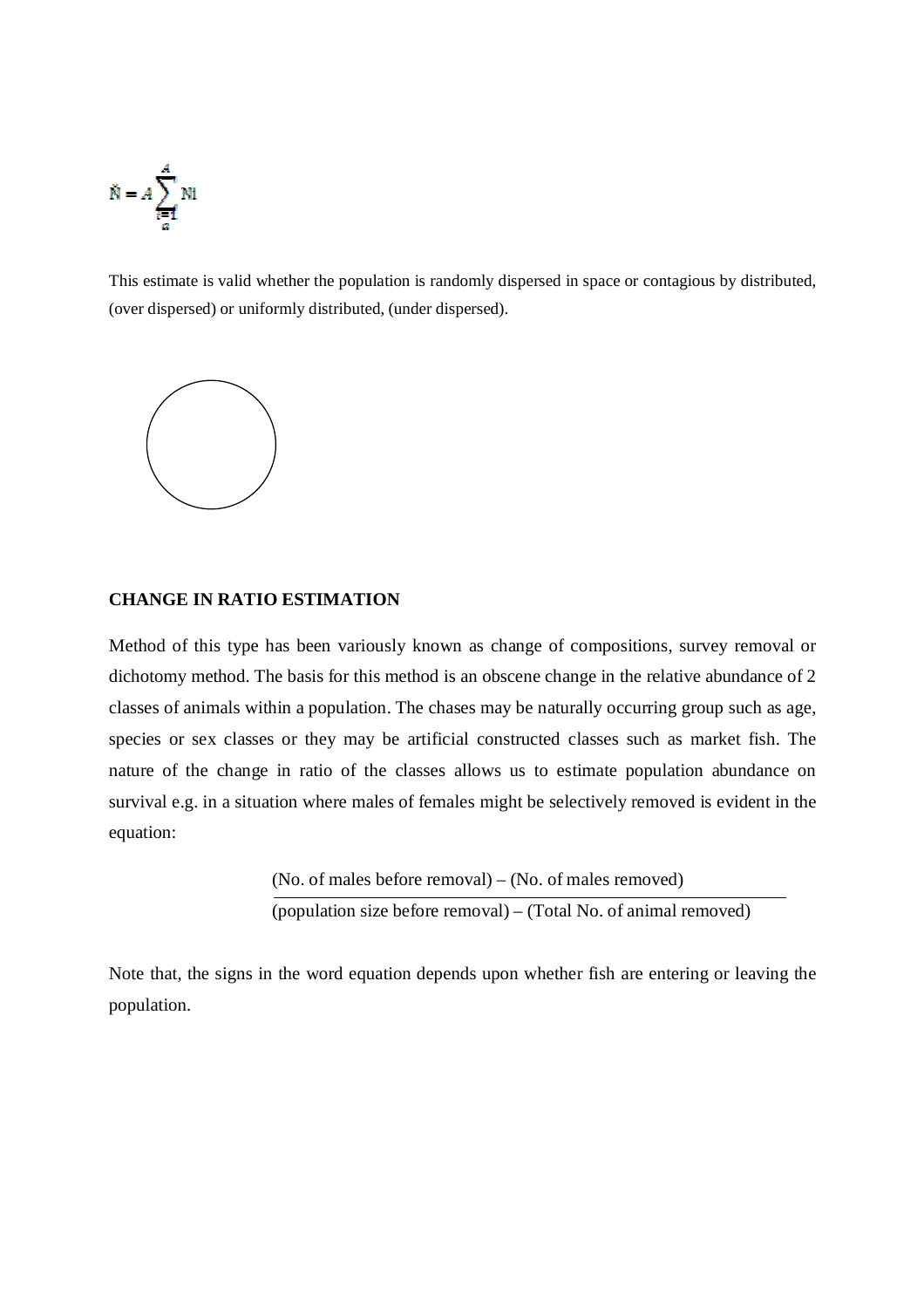$$\hat{N} = A \sum_{i=1}^{A} Ni$$

This estimate is valid whether the population is randomly dispersed in space or contagious by distributed, (over dispersed) or uniformly distributed, (under dispersed).

**CHANGE IN RATIO ESTIMATION**

Method of this type has been variously known as change of compositions, survey removal or dichotomy method. The basis for this method is an obscene change in the relative abundance of 2 classes of animals within a population. The chases may be naturally occurring group such as age, species or sex classes or they may be artificial constructed classes such as market fish. The nature of the change in ratio of the classes allows us to estimate population abundance on survival e.g. in a situation where males of females might be selectively removed is evident in the equation:

$$\frac{\text{(No. of males before removal)} - \text{(No. of males removed)}}{\text{(population size before removal)} - \text{(Total No. of animal removed)}}$$

Note that, the signs in the word equation depends upon whether fish are entering or leaving the population.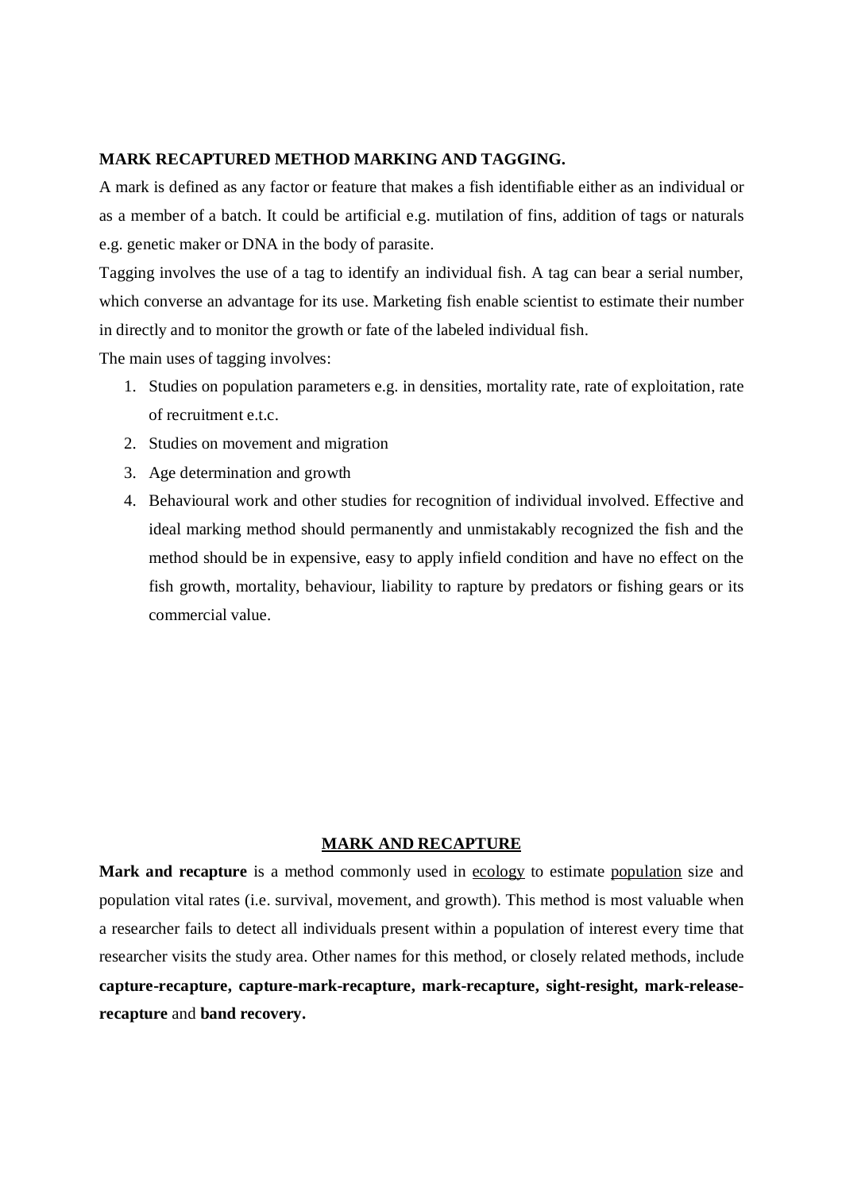**MARK RECAPTURED METHOD MARKING AND TAGGING.**

A mark is defined as any factor or feature that makes a fish identifiable either as an individual or as a member of a batch. It could be artificial e.g. mutilation of fins, addition of tags or naturals e.g. genetic maker or DNA in the body of parasite.

Tagging involves the use of a tag to identify an individual fish. A tag can bear a serial number, which converse an advantage for its use. Marketing fish enable scientist to estimate their number in directly and to monitor the growth or fate of the labeled individual fish.

The main uses of tagging involves:

1. Studies on population parameters e.g. in densities, mortality rate, rate of exploitation, rate of recruitment e.t.c.
2. Studies on movement and migration
3. Age determination and growth
4. Behavioural work and other studies for recognition of individual involved. Effective and ideal marking method should permanently and unmistakably recognized the fish and the method should be in expensive, easy to apply infield condition and have no effect on the fish growth, mortality, behaviour, liability to rapture by predators or fishing gears or its commercial value.

## MARK AND RECAPTURE

**Mark and recapture** is a method commonly used in ecology to estimate population size and population vital rates (i.e. survival, movement, and growth). This method is most valuable when a researcher fails to detect all individuals present within a population of interest every time that researcher visits the study area. Other names for this method, or closely related methods, include **capture-recapture, capture-mark-recapture, mark-recapture, sight-resight, mark-release-recapture** and **band recovery.**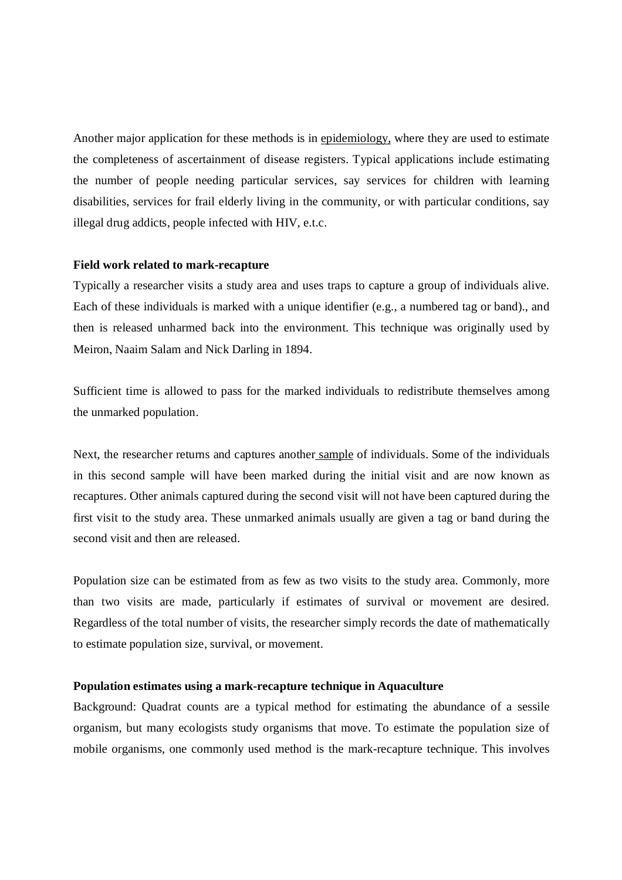Another major application for these methods is in epidemiology, where they are used to estimate the completeness of ascertainment of disease registers. Typical applications include estimating the number of people needing particular services, say services for children with learning disabilities, services for frail elderly living in the community, or with particular conditions, say illegal drug addicts, people infected with HIV, e.t.c.

**Field work related to mark-recapture**

Typically a researcher visits a study area and uses traps to capture a group of individuals alive. Each of these individuals is marked with a unique identifier (e.g., a numbered tag or band)., and then is released unharmed back into the environment. This technique was originally used by Meiron, Naaim Salam and Nick Darling in 1894.

Sufficient time is allowed to pass for the marked individuals to redistribute themselves among the unmarked population.

Next, the researcher returns and captures another sample of individuals. Some of the individuals in this second sample will have been marked during the initial visit and are now known as recaptures. Other animals captured during the second visit will not have been captured during the first visit to the study area. These unmarked animals usually are given a tag or band during the second visit and then are released.

Population size can be estimated from as few as two visits to the study area. Commonly, more than two visits are made, particularly if estimates of survival or movement are desired. Regardless of the total number of visits, the researcher simply records the date of mathematically to estimate population size, survival, or movement.

**Population estimates using a mark-recapture technique in Aquaculture**

Background: Quadrat counts are a typical method for estimating the abundance of a sessile organism, but many ecologists study organisms that move. To estimate the population size of mobile organisms, one commonly used method is the mark-recapture technique. This involves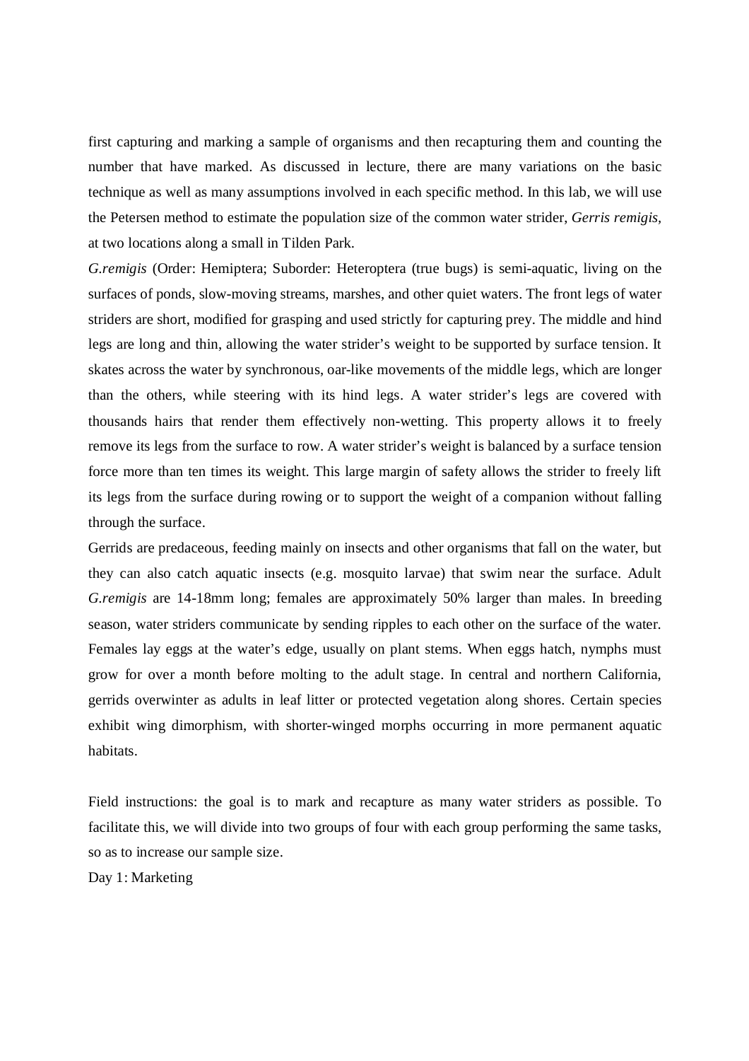first capturing and marking a sample of organisms and then recapturing them and counting the number that have marked. As discussed in lecture, there are many variations on the basic technique as well as many assumptions involved in each specific method. In this lab, we will use the Petersen method to estimate the population size of the common water strider, *Gerris remigis*, at two locations along a small in Tilden Park.

*G.remigis* (Order: Hemiptera; Suborder: Heteroptera (true bugs) is semi-aquatic, living on the surfaces of ponds, slow-moving streams, marshes, and other quiet waters. The front legs of water striders are short, modified for grasping and used strictly for capturing prey. The middle and hind legs are long and thin, allowing the water strider's weight to be supported by surface tension. It skates across the water by synchronous, oar-like movements of the middle legs, which are longer than the others, while steering with its hind legs. A water strider's legs are covered with thousands hairs that render them effectively non-wetting. This property allows it to freely remove its legs from the surface to row. A water strider's weight is balanced by a surface tension force more than ten times its weight. This large margin of safety allows the strider to freely lift its legs from the surface during rowing or to support the weight of a companion without falling through the surface.

Gerrids are predaceous, feeding mainly on insects and other organisms that fall on the water, but they can also catch aquatic insects (e.g. mosquito larvae) that swim near the surface. Adult *G.remigis* are 14-18mm long; females are approximately 50% larger than males. In breeding season, water striders communicate by sending ripples to each other on the surface of the water. Females lay eggs at the water's edge, usually on plant stems. When eggs hatch, nymphs must grow for over a month before molting to the adult stage. In central and northern California, gerrids overwinter as adults in leaf litter or protected vegetation along shores. Certain species exhibit wing dimorphism, with shorter-winged morphs occurring in more permanent aquatic habitats.

Field instructions: the goal is to mark and recapture as many water striders as possible. To facilitate this, we will divide into two groups of four with each group performing the same tasks, so as to increase our sample size.

Day 1: Marketing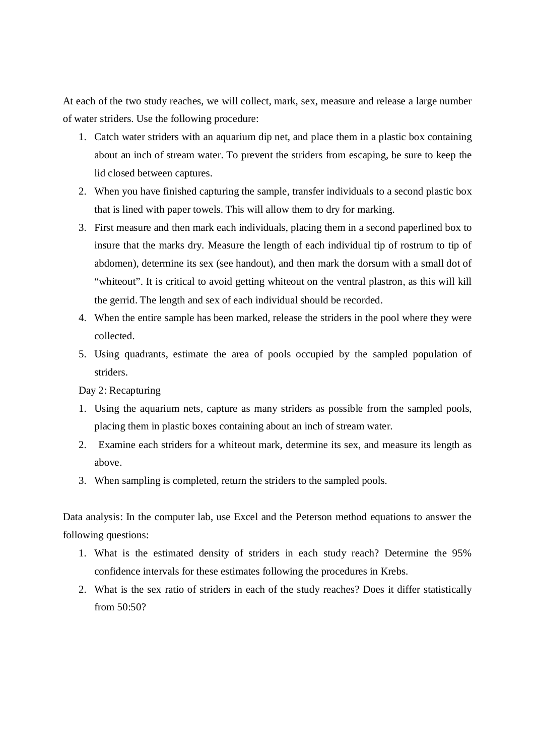At each of the two study reaches, we will collect, mark, sex, measure and release a large number of water striders. Use the following procedure:

1. Catch water striders with an aquarium dip net, and place them in a plastic box containing about an inch of stream water. To prevent the striders from escaping, be sure to keep the lid closed between captures.
2. When you have finished capturing the sample, transfer individuals to a second plastic box that is lined with paper towels. This will allow them to dry for marking.
3. First measure and then mark each individuals, placing them in a second paperlined box to insure that the marks dry. Measure the length of each individual tip of rostrum to tip of abdomen), determine its sex (see handout), and then mark the dorsum with a small dot of "whiteout". It is critical to avoid getting whiteout on the ventral plastron, as this will kill the gerrid. The length and sex of each individual should be recorded.
4. When the entire sample has been marked, release the striders in the pool where they were collected.
5. Using quadrants, estimate the area of pools occupied by the sampled population of striders.

Day 2: Recapturing

1. Using the aquarium nets, capture as many striders as possible from the sampled pools, placing them in plastic boxes containing about an inch of stream water.
2. Examine each striders for a whiteout mark, determine its sex, and measure its length as above.
3. When sampling is completed, return the striders to the sampled pools.

Data analysis: In the computer lab, use Excel and the Peterson method equations to answer the following questions:

1. What is the estimated density of striders in each study reach? Determine the 95% confidence intervals for these estimates following the procedures in Krebs.
2. What is the sex ratio of striders in each of the study reaches? Does it differ statistically from 50:50?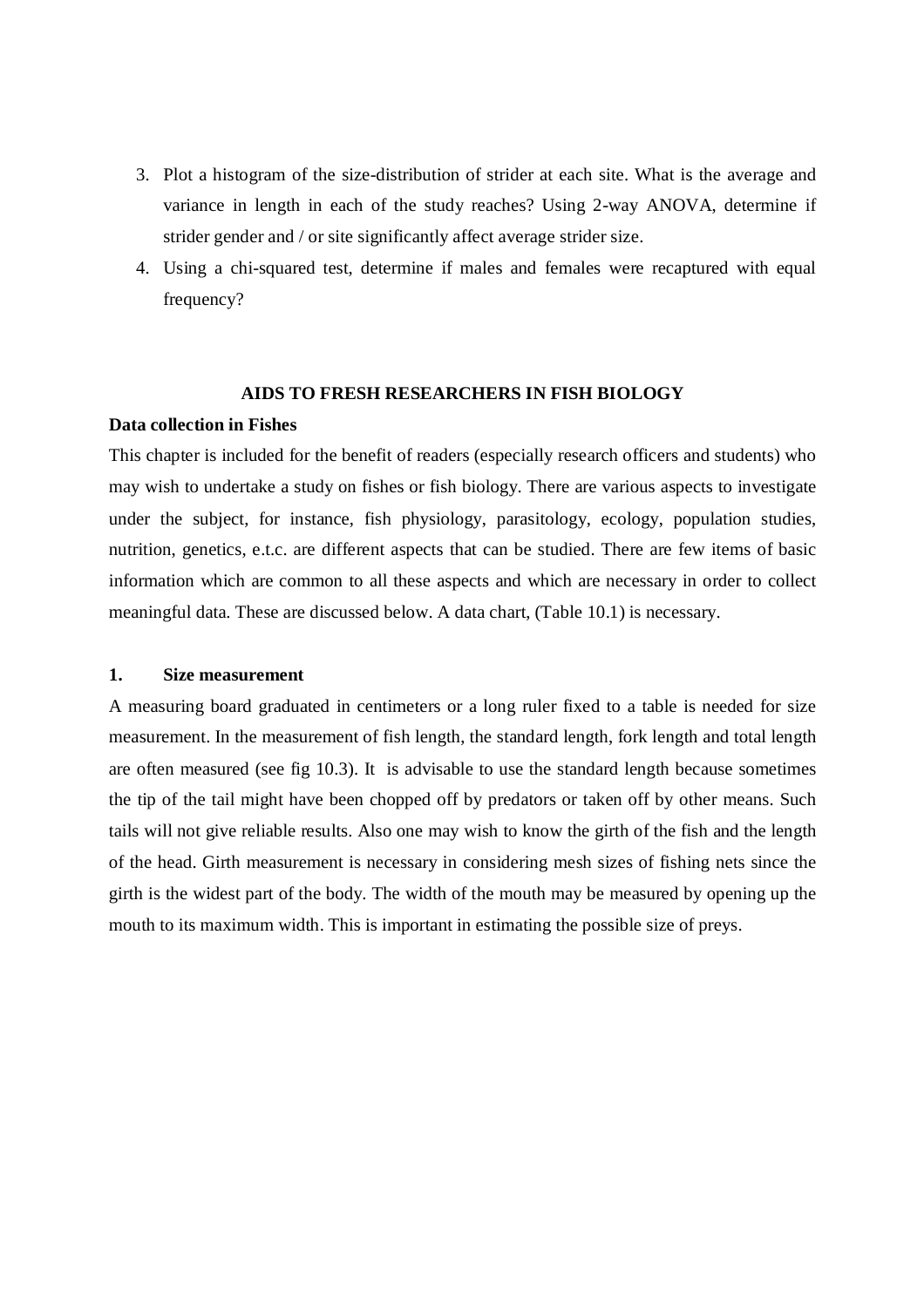3. Plot a histogram of the size-distribution of strider at each site. What is the average and variance in length in each of the study reaches? Using 2-way ANOVA, determine if strider gender and / or site significantly affect average strider size.
4. Using a chi-squared test, determine if males and females were recaptured with equal frequency?

## AIDS TO FRESH RESEARCHERS IN FISH BIOLOGY

**Data collection in Fishes**

This chapter is included for the benefit of readers (especially research officers and students) who may wish to undertake a study on fishes or fish biology. There are various aspects to investigate under the subject, for instance, fish physiology, parasitology, ecology, population studies, nutrition, genetics, e.t.c. are different aspects that can be studied. There are few items of basic information which are common to all these aspects and which are necessary in order to collect meaningful data. These are discussed below. A data chart, (Table 10.1) is necessary.

### 1. Size measurement

A measuring board graduated in centimeters or a long ruler fixed to a table is needed for size measurement. In the measurement of fish length, the standard length, fork length and total length are often measured (see fig 10.3). It is advisable to use the standard length because sometimes the tip of the tail might have been chopped off by predators or taken off by other means. Such tails will not give reliable results. Also one may wish to know the girth of the fish and the length of the head. Girth measurement is necessary in considering mesh sizes of fishing nets since the girth is the widest part of the body. The width of the mouth may be measured by opening up the mouth to its maximum width. This is important in estimating the possible size of preys.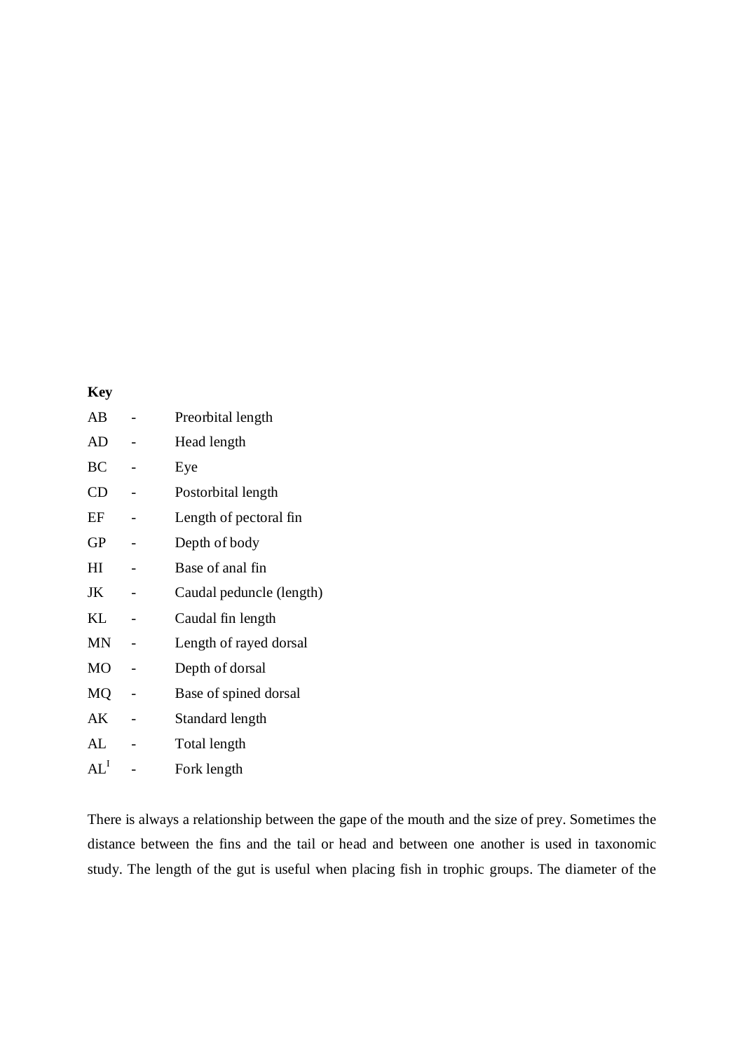**Key**

| | | |
|---|---|---|
| AB | - | Preorbital length |
| AD | - | Head length |
| BC | - | Eye |
| CD | - | Postorbital length |
| EF | - | Length of pectoral fin |
| GP | - | Depth of body |
| HI | - | Base of anal fin |
| JK | - | Caudal peduncle (length) |
| KL | - | Caudal fin length |
| MN | - | Length of rayed dorsal |
| MO | - | Depth of dorsal |
| MQ | - | Base of spined dorsal |
| AK | - | Standard length |
| AL | - | Total length |
| $AL^I$ | - | Fork length |

There is always a relationship between the gape of the mouth and the size of prey. Sometimes the distance between the fins and the tail or head and between one another is used in taxonomic study. The length of the gut is useful when placing fish in trophic groups. The diameter of the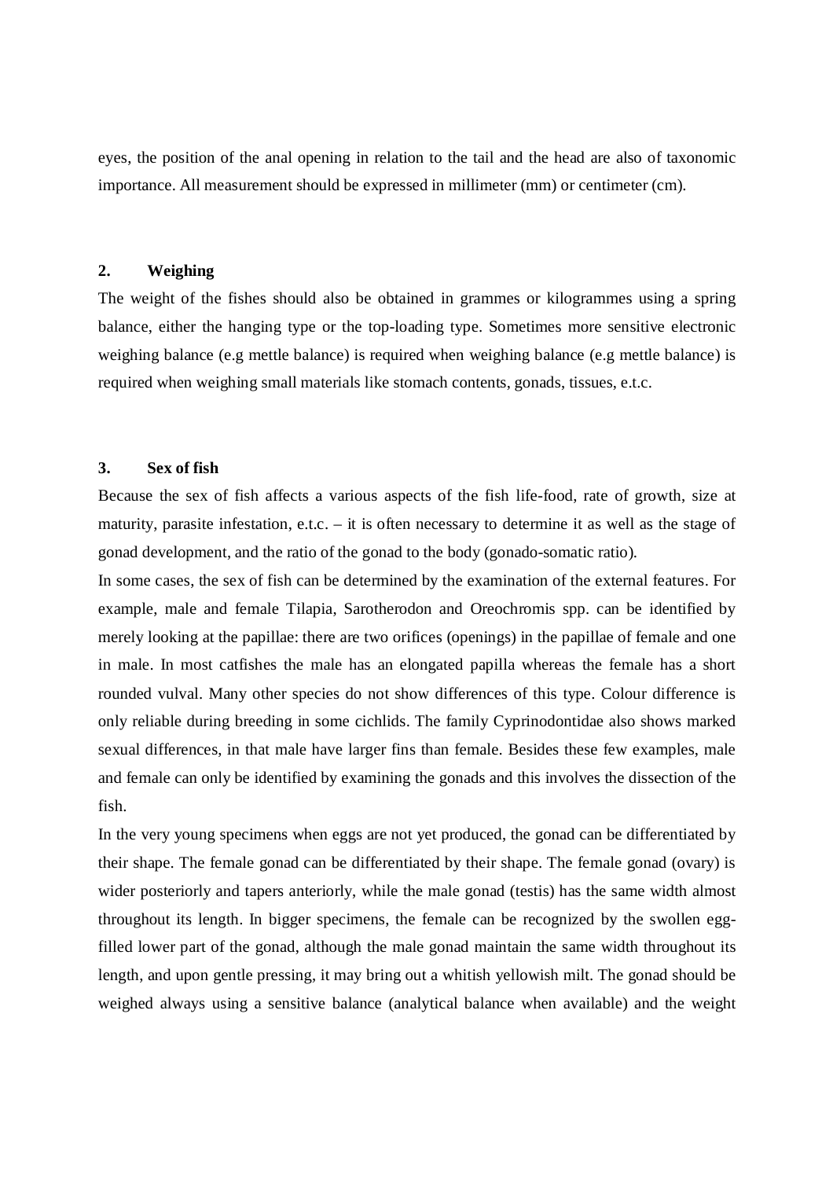eyes, the position of the anal opening in relation to the tail and the head are also of taxonomic importance. All measurement should be expressed in millimeter (mm) or centimeter (cm).

### 2. Weighing

The weight of the fishes should also be obtained in grammes or kilogrammes using a spring balance, either the hanging type or the top-loading type. Sometimes more sensitive electronic weighing balance (e.g mettle balance) is required when weighing balance (e.g mettle balance) is required when weighing small materials like stomach contents, gonads, tissues, e.t.c.

### 3. Sex of fish

Because the sex of fish affects a various aspects of the fish life-food, rate of growth, size at maturity, parasite infestation, e.t.c. – it is often necessary to determine it as well as the stage of gonad development, and the ratio of the gonad to the body (gonado-somatic ratio).

In some cases, the sex of fish can be determined by the examination of the external features. For example, male and female Tilapia, Sarotherodon and Oreochromis spp. can be identified by merely looking at the papillae: there are two orifices (openings) in the papillae of female and one in male. In most catfishes the male has an elongated papilla whereas the female has a short rounded vulval. Many other species do not show differences of this type. Colour difference is only reliable during breeding in some cichlids. The family Cyprinodontidae also shows marked sexual differences, in that male have larger fins than female. Besides these few examples, male and female can only be identified by examining the gonads and this involves the dissection of the fish.

In the very young specimens when eggs are not yet produced, the gonad can be differentiated by their shape. The female gonad can be differentiated by their shape. The female gonad (ovary) is wider posteriorly and tapers anteriorly, while the male gonad (testis) has the same width almost throughout its length. In bigger specimens, the female can be recognized by the swollen egg-filled lower part of the gonad, although the male gonad maintain the same width throughout its length, and upon gentle pressing, it may bring out a whitish yellowish milt. The gonad should be weighed always using a sensitive balance (analytical balance when available) and the weight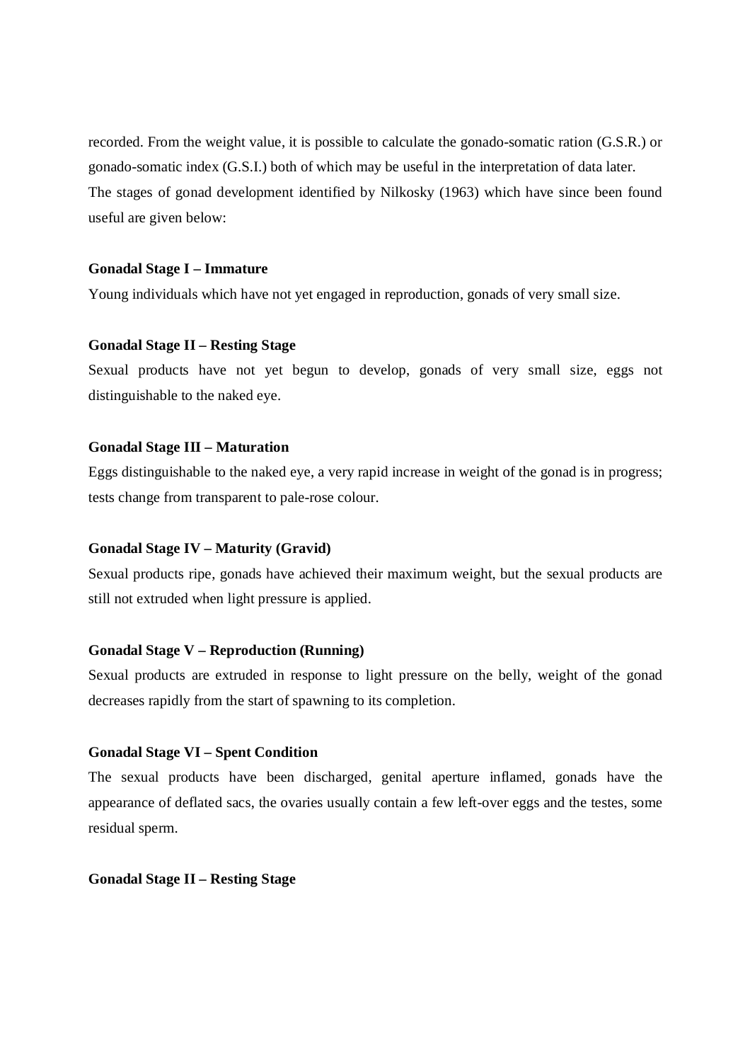recorded. From the weight value, it is possible to calculate the gonado-somatic ration (G.S.R.) or gonado-somatic index (G.S.I.) both of which may be useful in the interpretation of data later.
The stages of gonad development identified by Nilkosky (1963) which have since been found useful are given below:

**Gonadal Stage I – Immature**

Young individuals which have not yet engaged in reproduction, gonads of very small size.

**Gonadal Stage II – Resting Stage**

Sexual products have not yet begun to develop, gonads of very small size, eggs not distinguishable to the naked eye.

**Gonadal Stage III – Maturation**

Eggs distinguishable to the naked eye, a very rapid increase in weight of the gonad is in progress; tests change from transparent to pale-rose colour.

**Gonadal Stage IV – Maturity (Gravid)**

Sexual products ripe, gonads have achieved their maximum weight, but the sexual products are still not extruded when light pressure is applied.

**Gonadal Stage V – Reproduction (Running)**

Sexual products are extruded in response to light pressure on the belly, weight of the gonad decreases rapidly from the start of spawning to its completion.

**Gonadal Stage VI – Spent Condition**

The sexual products have been discharged, genital aperture inflamed, gonads have the appearance of deflated sacs, the ovaries usually contain a few left-over eggs and the testes, some residual sperm.

**Gonadal Stage II – Resting Stage**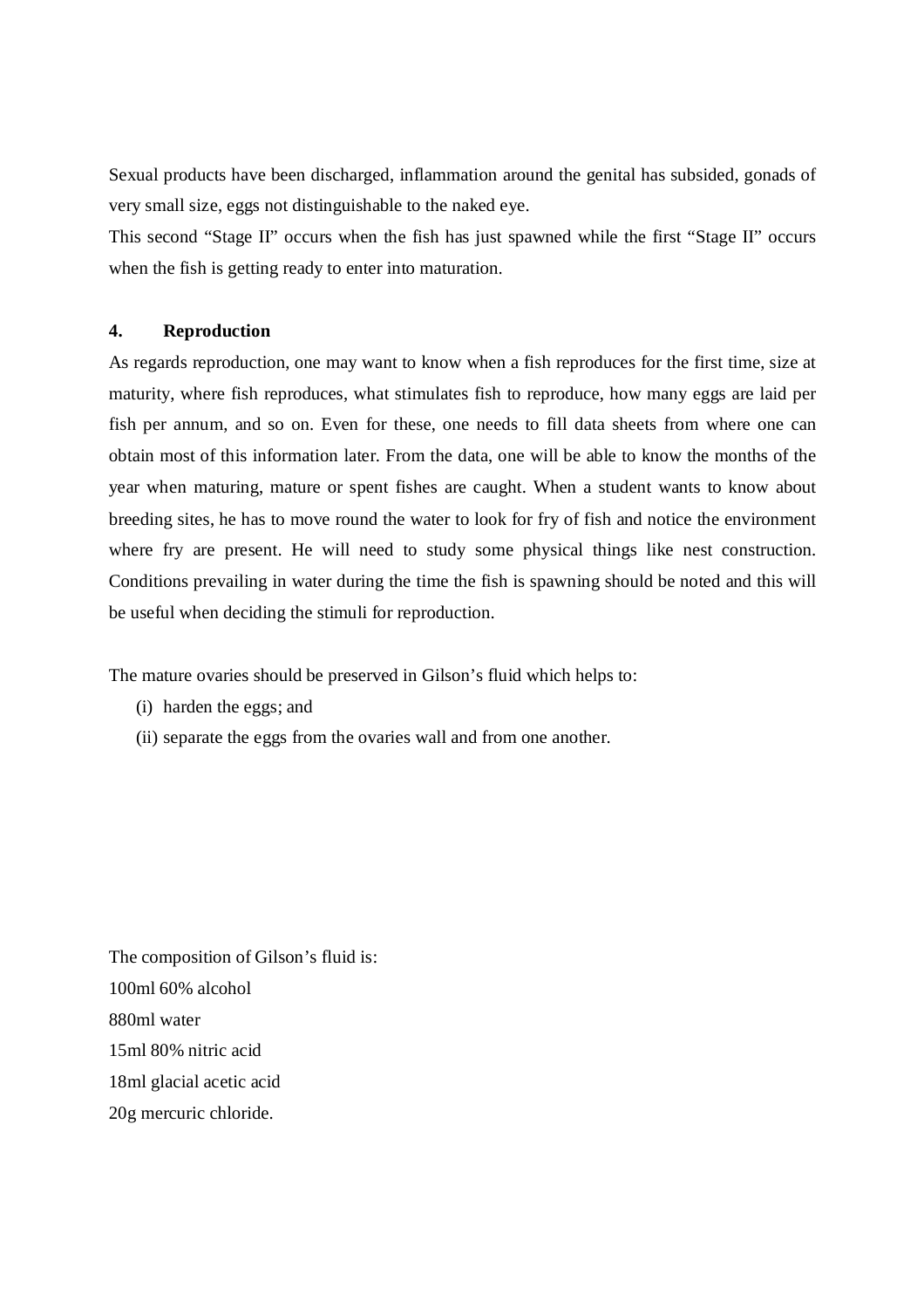Sexual products have been discharged, inflammation around the genital has subsided, gonads of very small size, eggs not distinguishable to the naked eye.

This second "Stage II" occurs when the fish has just spawned while the first "Stage II" occurs when the fish is getting ready to enter into maturation.

#### 4. Reproduction

As regards reproduction, one may want to know when a fish reproduces for the first time, size at maturity, where fish reproduces, what stimulates fish to reproduce, how many eggs are laid per fish per annum, and so on. Even for these, one needs to fill data sheets from where one can obtain most of this information later. From the data, one will be able to know the months of the year when maturing, mature or spent fishes are caught. When a student wants to know about breeding sites, he has to move round the water to look for fry of fish and notice the environment where fry are present. He will need to study some physical things like nest construction. Conditions prevailing in water during the time the fish is spawning should be noted and this will be useful when deciding the stimuli for reproduction.

The mature ovaries should be preserved in Gilson's fluid which helps to:

(i) harden the eggs; and
(ii) separate the eggs from the ovaries wall and from one another.

The composition of Gilson's fluid is:
100ml 60% alcohol
880ml water
15ml 80% nitric acid
18ml glacial acetic acid
20g mercuric chloride.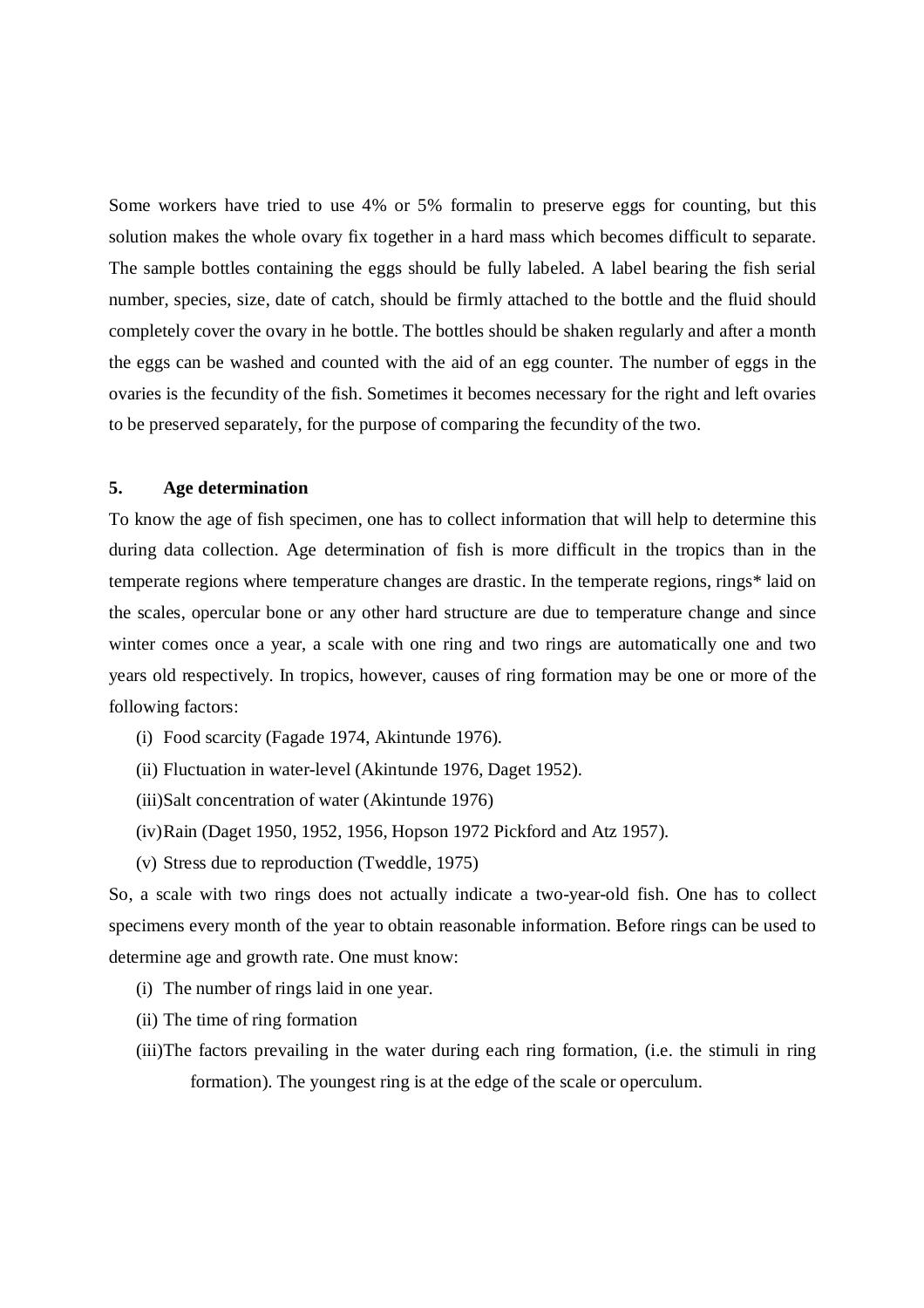Some workers have tried to use 4% or 5% formalin to preserve eggs for counting, but this solution makes the whole ovary fix together in a hard mass which becomes difficult to separate. The sample bottles containing the eggs should be fully labeled. A label bearing the fish serial number, species, size, date of catch, should be firmly attached to the bottle and the fluid should completely cover the ovary in he bottle. The bottles should be shaken regularly and after a month the eggs can be washed and counted with the aid of an egg counter. The number of eggs in the ovaries is the fecundity of the fish. Sometimes it becomes necessary for the right and left ovaries to be preserved separately, for the purpose of comparing the fecundity of the two.

## 5. Age determination

To know the age of fish specimen, one has to collect information that will help to determine this during data collection. Age determination of fish is more difficult in the tropics than in the temperate regions where temperature changes are drastic. In the temperate regions, rings* laid on the scales, opercular bone or any other hard structure are due to temperature change and since winter comes once a year, a scale with one ring and two rings are automatically one and two years old respectively. In tropics, however, causes of ring formation may be one or more of the following factors:

(i) Food scarcity (Fagade 1974, Akintunde 1976).

(ii) Fluctuation in water-level (Akintunde 1976, Daget 1952).

(iii) Salt concentration of water (Akintunde 1976)

(iv) Rain (Daget 1950, 1952, 1956, Hopson 1972 Pickford and Atz 1957).

(v) Stress due to reproduction (Tweddle, 1975)

So, a scale with two rings does not actually indicate a two-year-old fish. One has to collect specimens every month of the year to obtain reasonable information. Before rings can be used to determine age and growth rate. One must know:

(i) The number of rings laid in one year.

(ii) The time of ring formation

(iii) The factors prevailing in the water during each ring formation, (i.e. the stimuli in ring formation). The youngest ring is at the edge of the scale or operculum.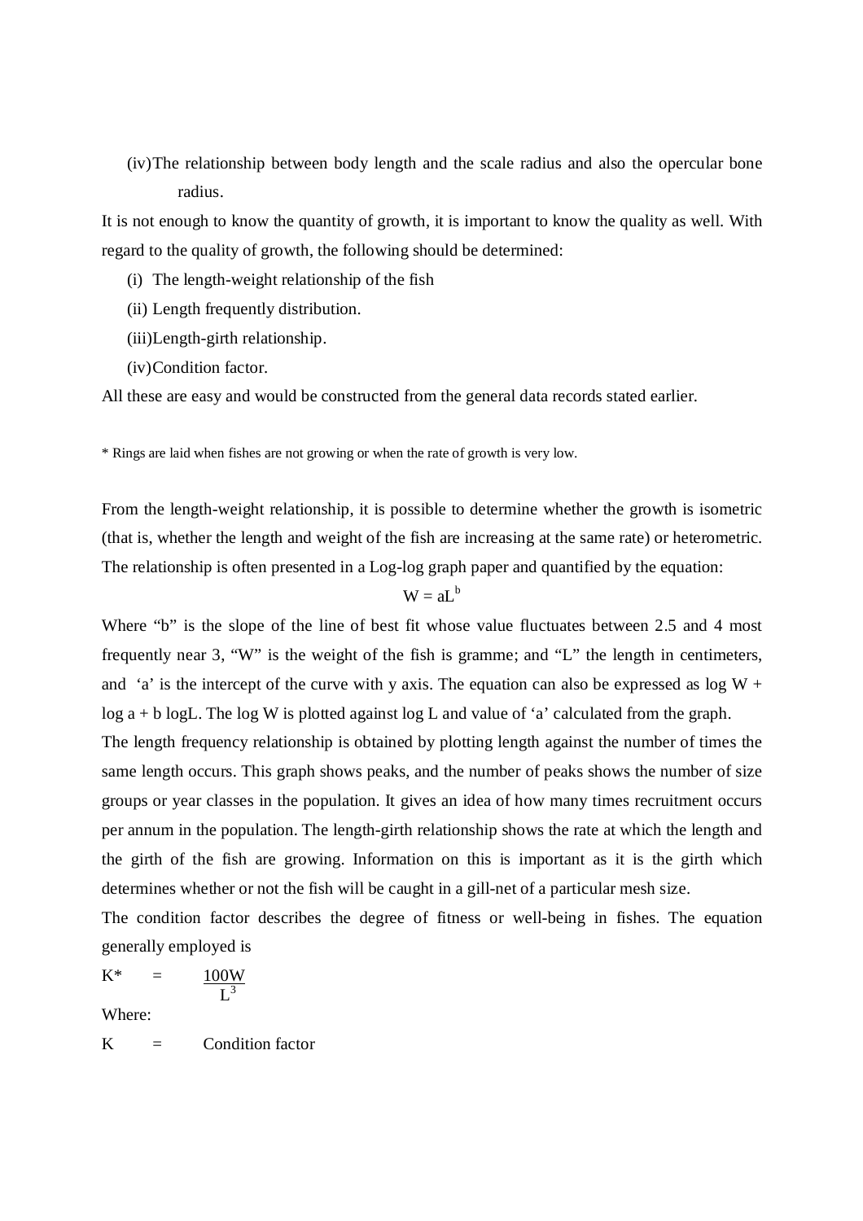(iv) The relationship between body length and the scale radius and also the opercular bone radius.

It is not enough to know the quantity of growth, it is important to know the quality as well. With regard to the quality of growth, the following should be determined:

(i) The length-weight relationship of the fish

(ii) Length frequently distribution.

(iii) Length-girth relationship.

(iv) Condition factor.

All these are easy and would be constructed from the general data records stated earlier.

* Rings are laid when fishes are not growing or when the rate of growth is very low.

From the length-weight relationship, it is possible to determine whether the growth is isometric (that is, whether the length and weight of the fish are increasing at the same rate) or heterometric. The relationship is often presented in a Log-log graph paper and quantified by the equation:

$$W = aL^b$$

Where "b" is the slope of the line of best fit whose value fluctuates between 2.5 and 4 most frequently near 3, "W" is the weight of the fish is gramme; and "L" the length in centimeters, and 'a' is the intercept of the curve with y axis. The equation can also be expressed as $\log W + \log a + b \log L$. The log W is plotted against log L and value of 'a' calculated from the graph.

The length frequency relationship is obtained by plotting length against the number of times the same length occurs. This graph shows peaks, and the number of peaks shows the number of size groups or year classes in the population. It gives an idea of how many times recruitment occurs per annum in the population. The length-girth relationship shows the rate at which the length and the girth of the fish are growing. Information on this is important as it is the girth which determines whether or not the fish will be caught in a gill-net of a particular mesh size.

The condition factor describes the degree of fitness or well-being in fishes. The equation generally employed is

$$K^* = \frac{100W}{L^3}$$

Where:

K = Condition factor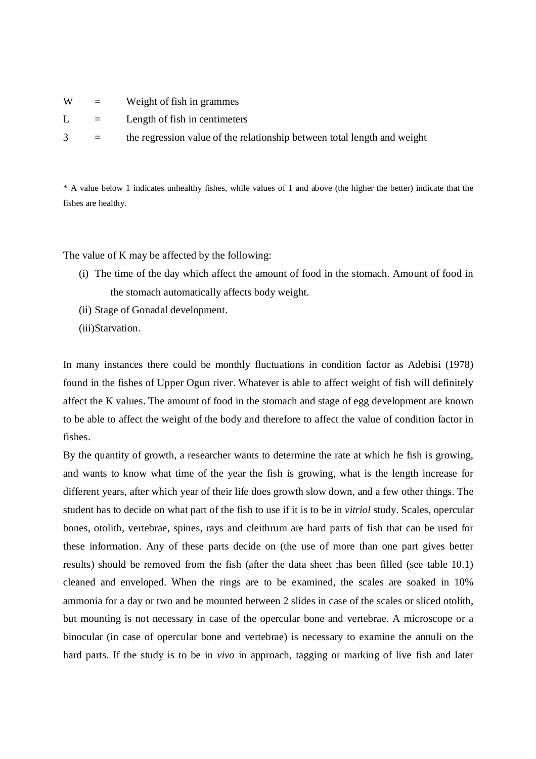| | | |
|---|---|---|
| W | = | Weight of fish in grammes |
| L | = | Length of fish in centimeters |
| 3 | = | the regression value of the relationship between total length and weight |

* A value below 1 indicates unhealthy fishes, while values of 1 and above (the higher the better) indicate that the fishes are healthy.

The value of K may be affected by the following:

(i) The time of the day which affect the amount of food in the stomach. Amount of food in the stomach automatically affects body weight.

(ii) Stage of Gonadal development.

(iii)Starvation.

In many instances there could be monthly fluctuations in condition factor as Adebisi (1978) found in the fishes of Upper Ogun river. Whatever is able to affect weight of fish will definitely affect the K values. The amount of food in the stomach and stage of egg development are known to be able to affect the weight of the body and therefore to affect the value of condition factor in fishes.

By the quantity of growth, a researcher wants to determine the rate at which he fish is growing, and wants to know what time of the year the fish is growing, what is the length increase for different years, after which year of their life does growth slow down, and a few other things. The student has to decide on what part of the fish to use if it is to be in *vitriol* study. Scales, opercular bones, otolith, vertebrae, spines, rays and cleithrum are hard parts of fish that can be used for these information. Any of these parts decide on (the use of more than one part gives better results) should be removed from the fish (after the data sheet ;has been filled (see table 10.1) cleaned and enveloped. When the rings are to be examined, the scales are soaked in 10% ammonia for a day or two and be mounted between 2 slides in case of the scales or sliced otolith, but mounting is not necessary in case of the opercular bone and vertebrae. A microscope or a binocular (in case of opercular bone and vertebrae) is necessary to examine the annuli on the hard parts. If the study is to be in *vivo* in approach, tagging or marking of live fish and later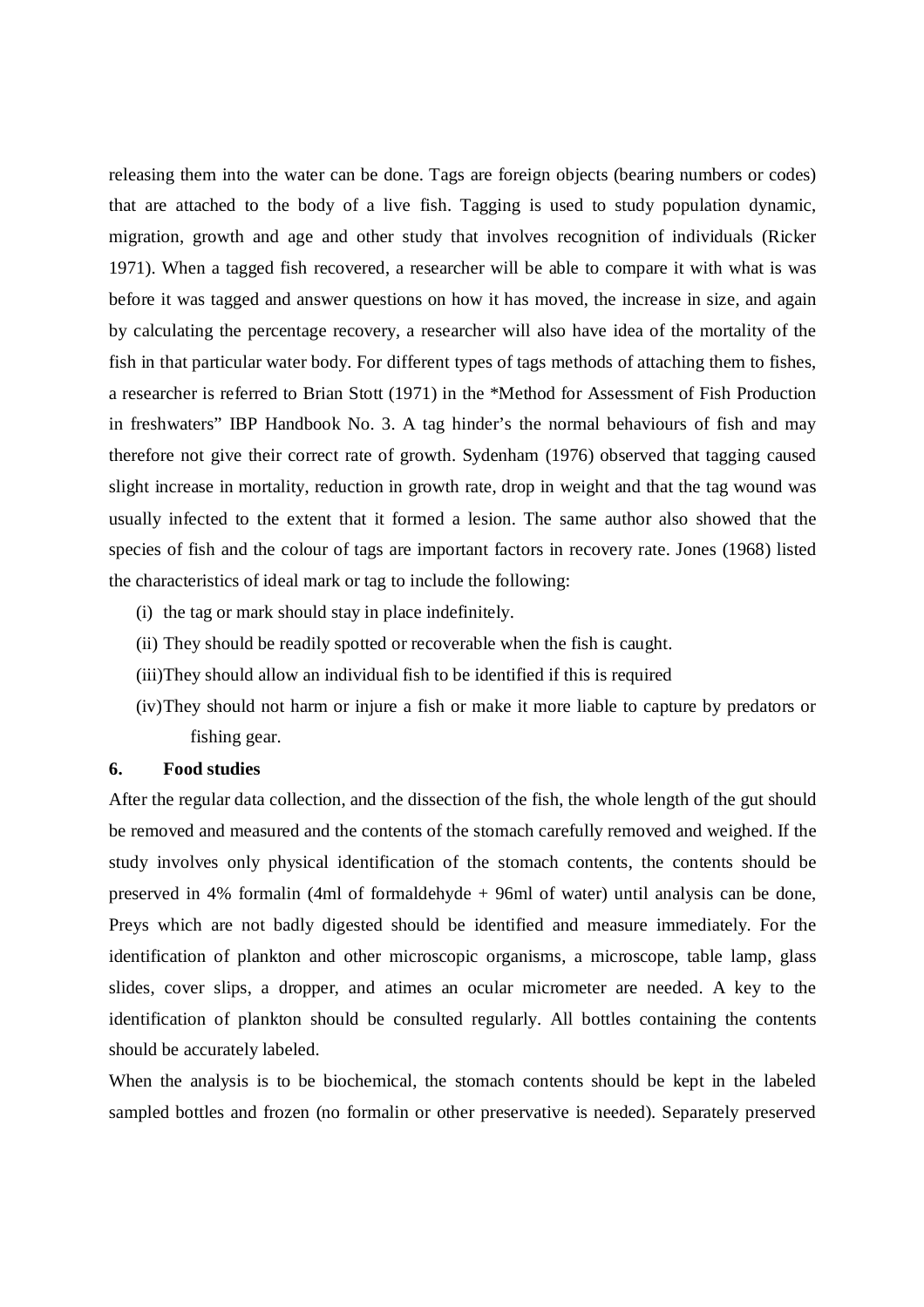releasing them into the water can be done. Tags are foreign objects (bearing numbers or codes) that are attached to the body of a live fish. Tagging is used to study population dynamic, migration, growth and age and other study that involves recognition of individuals (Ricker 1971). When a tagged fish recovered, a researcher will be able to compare it with what is was before it was tagged and answer questions on how it has moved, the increase in size, and again by calculating the percentage recovery, a researcher will also have idea of the mortality of the fish in that particular water body. For different types of tags methods of attaching them to fishes, a researcher is referred to Brian Stott (1971) in the *Method for Assessment of Fish Production in freshwaters" IBP Handbook No. 3. A tag hinder's the normal behaviours of fish and may therefore not give their correct rate of growth. Sydenham (1976) observed that tagging caused slight increase in mortality, reduction in growth rate, drop in weight and that the tag wound was usually infected to the extent that it formed a lesion. The same author also showed that the species of fish and the colour of tags are important factors in recovery rate. Jones (1968) listed the characteristics of ideal mark or tag to include the following:

(i) the tag or mark should stay in place indefinitely.

(ii) They should be readily spotted or recoverable when the fish is caught.

(iii)They should allow an individual fish to be identified if this is required

(iv)They should not harm or injure a fish or make it more liable to capture by predators or fishing gear.

**6. Food studies**

After the regular data collection, and the dissection of the fish, the whole length of the gut should be removed and measured and the contents of the stomach carefully removed and weighed. If the study involves only physical identification of the stomach contents, the contents should be preserved in 4% formalin (4ml of formaldehyde + 96ml of water) until analysis can be done, Preys which are not badly digested should be identified and measure immediately. For the identification of plankton and other microscopic organisms, a microscope, table lamp, glass slides, cover slips, a dropper, and atimes an ocular micrometer are needed. A key to the identification of plankton should be consulted regularly. All bottles containing the contents should be accurately labeled.

When the analysis is to be biochemical, the stomach contents should be kept in the labeled sampled bottles and frozen (no formalin or other preservative is needed). Separately preserved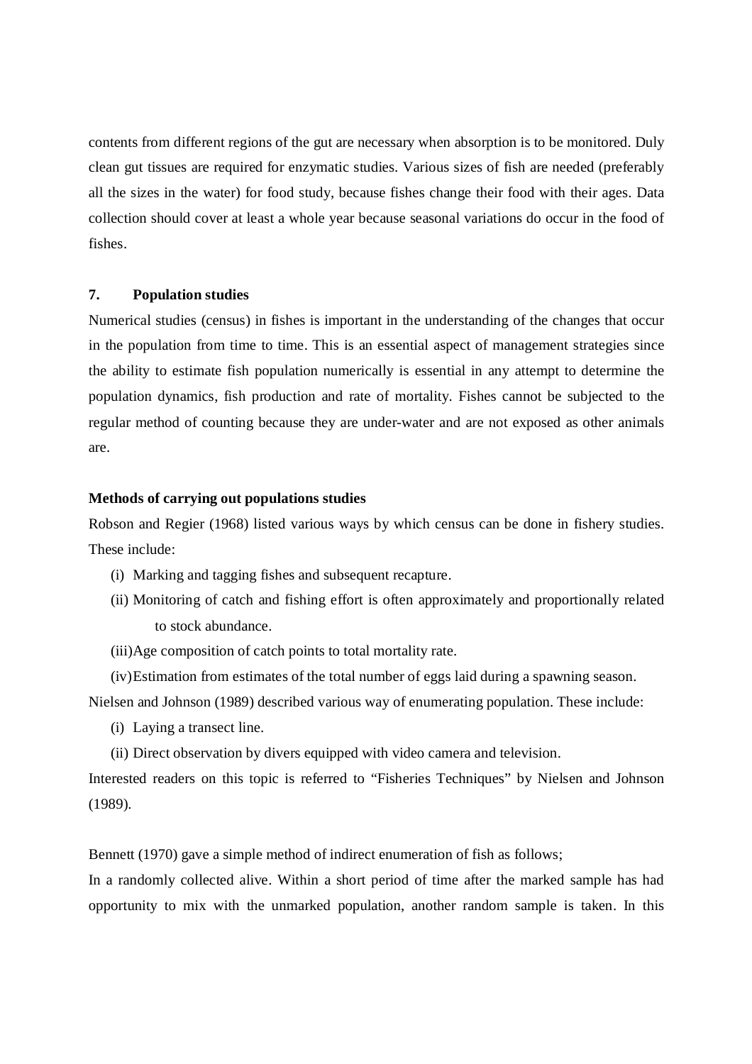contents from different regions of the gut are necessary when absorption is to be monitored. Duly clean gut tissues are required for enzymatic studies. Various sizes of fish are needed (preferably all the sizes in the water) for food study, because fishes change their food with their ages. Data collection should cover at least a whole year because seasonal variations do occur in the food of fishes.

## 7. Population studies

Numerical studies (census) in fishes is important in the understanding of the changes that occur in the population from time to time. This is an essential aspect of management strategies since the ability to estimate fish population numerically is essential in any attempt to determine the population dynamics, fish production and rate of mortality. Fishes cannot be subjected to the regular method of counting because they are under-water and are not exposed as other animals are.

**Methods of carrying out populations studies**

Robson and Regier (1968) listed various ways by which census can be done in fishery studies. These include:

(i) Marking and tagging fishes and subsequent recapture.

(ii) Monitoring of catch and fishing effort is often approximately and proportionally related to stock abundance.

(iii) Age composition of catch points to total mortality rate.

(iv) Estimation from estimates of the total number of eggs laid during a spawning season.

Nielsen and Johnson (1989) described various way of enumerating population. These include:

(i) Laying a transect line.

(ii) Direct observation by divers equipped with video camera and television.

Interested readers on this topic is referred to "Fisheries Techniques" by Nielsen and Johnson (1989).

Bennett (1970) gave a simple method of indirect enumeration of fish as follows;

In a randomly collected alive. Within a short period of time after the marked sample has had opportunity to mix with the unmarked population, another random sample is taken. In this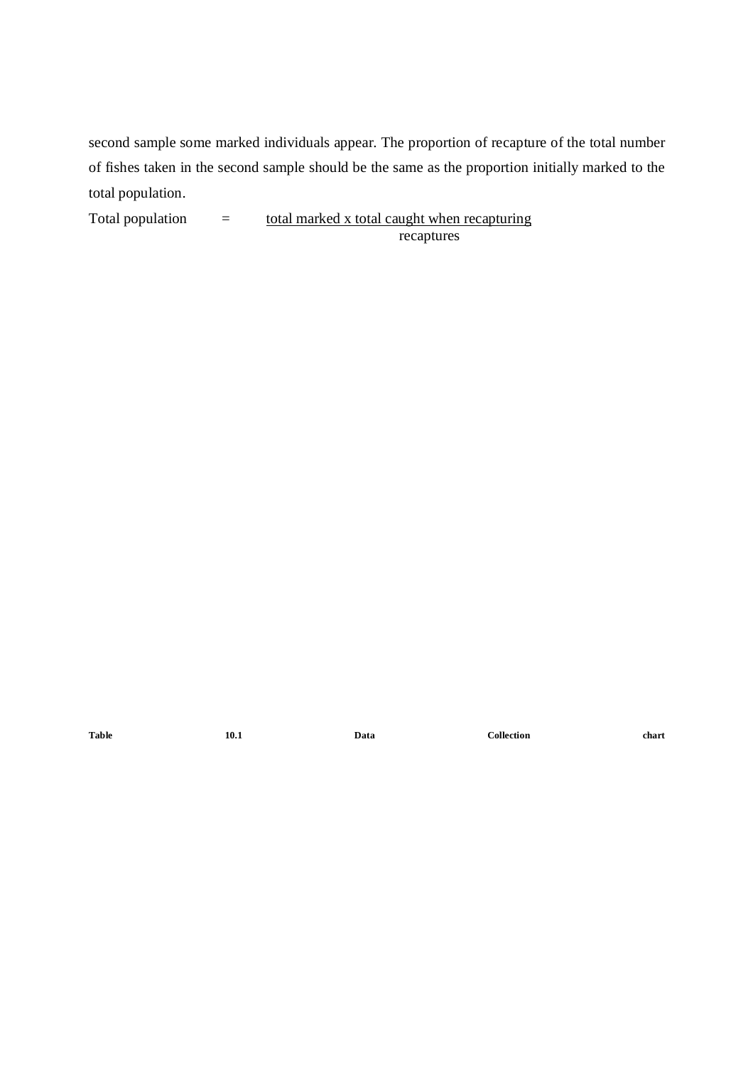second sample some marked individuals appear. The proportion of recapture of the total number of fishes taken in the second sample should be the same as the proportion initially marked to the total population.

$$\text{Total population} = \frac{\text{total marked x total caught when recapturing}}{\text{recaptures}}$$

**Table 10.1 Data Collection chart**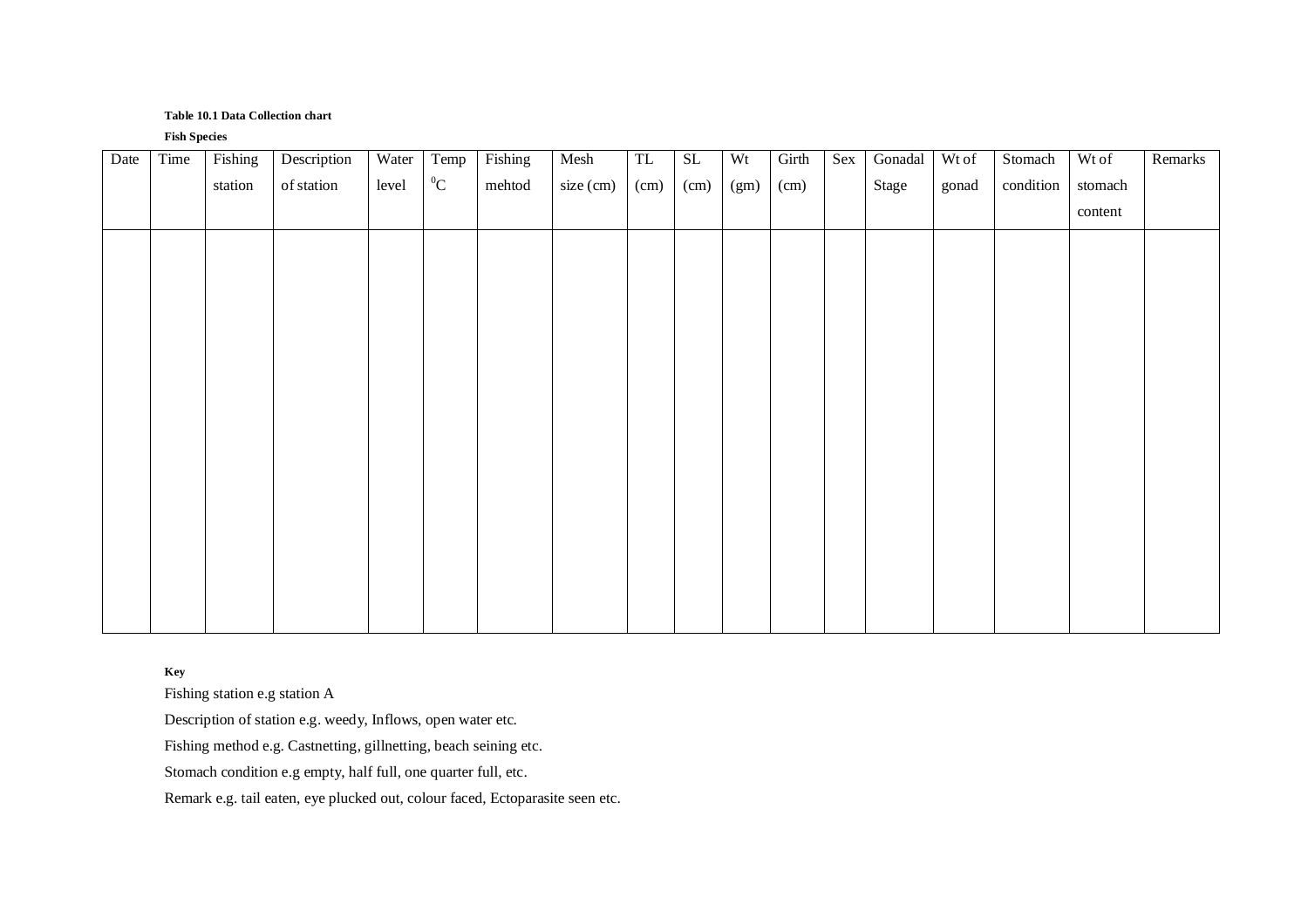**Table 10.1 Data Collection chart**

**Fish Species**

| Date | Time | Fishing station | Description of station | Water level | Temp $^0$C | Fishing mehtod | Mesh size (cm) | TL (cm) | SL (cm) | Wt (gm) | Girth (cm) | Sex | Gonadal Stage | Wt of gonad | Stomach condition | Wt of stomach content | Remarks |
|---|---|---|---|---|---|---|---|---|---|---|---|---|---|---|---|---|---|
| | | | | | | | | | | | | | | | | | |

**Key**

Fishing station e.g station A

Description of station e.g. weedy, Inflows, open water etc.

Fishing method e.g. Castnetting, gillnetting, beach seining etc.

Stomach condition e.g empty, half full, one quarter full, etc.

Remark e.g. tail eaten, eye plucked out, colour faced, Ectoparasite seen etc.